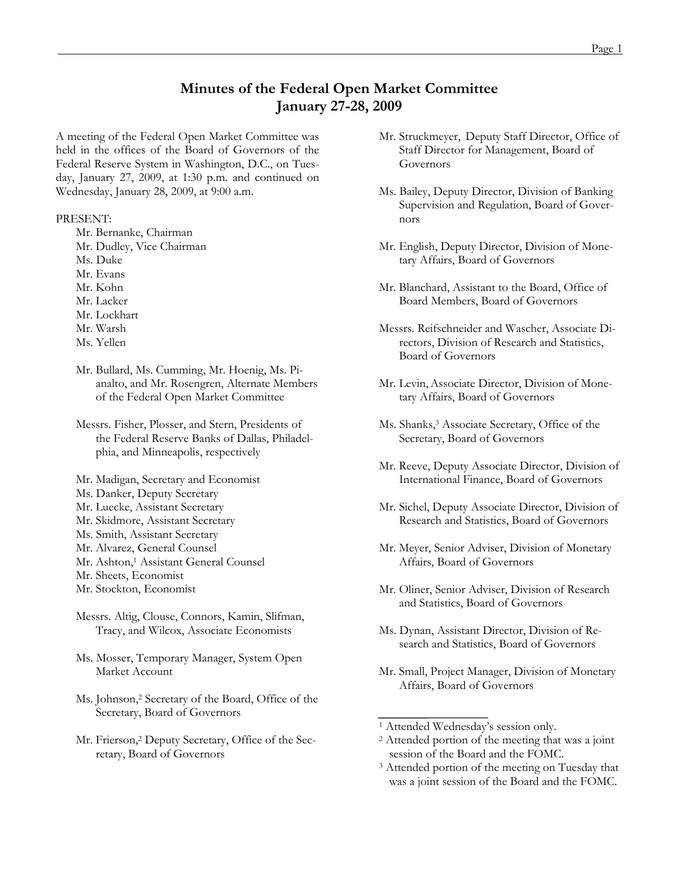# Minutes of the Federal Open Market Committee
## January 27-28, 2009

A meeting of the Federal Open Market Committee was held in the offices of the Board of Governors of the Federal Reserve System in Washington, D.C., on Tuesday, January 27, 2009, at 1:30 p.m. and continued on Wednesday, January 28, 2009, at 9:00 a.m.

PRESENT:

Mr. Bernanke, Chairman
Mr. Dudley, Vice Chairman
Ms. Duke
Mr. Evans
Mr. Kohn
Mr. Lacker
Mr. Lockhart
Mr. Warsh
Ms. Yellen

Mr. Bullard, Ms. Cumming, Mr. Hoenig, Ms. Pianalto, and Mr. Rosengren, Alternate Members of the Federal Open Market Committee

Messrs. Fisher, Plosser, and Stern, Presidents of the Federal Reserve Banks of Dallas, Philadelphia, and Minneapolis, respectively

Mr. Madigan, Secretary and Economist
Ms. Danker, Deputy Secretary
Mr. Luecke, Assistant Secretary
Mr. Skidmore, Assistant Secretary
Ms. Smith, Assistant Secretary
Mr. Alvarez, General Counsel
Mr. Ashton,[1] Assistant General Counsel
Mr. Sheets, Economist
Mr. Stockton, Economist

Messrs. Altig, Clouse, Connors, Kamin, Slifman, Tracy, and Wilcox, Associate Economists

Ms. Mosser, Temporary Manager, System Open Market Account

Ms. Johnson,[2] Secretary of the Board, Office of the Secretary, Board of Governors

Mr. Frierson,[2] Deputy Secretary, Office of the Secretary, Board of Governors

Mr. Struckmeyer, Deputy Staff Director, Office of Staff Director for Management, Board of Governors

Ms. Bailey, Deputy Director, Division of Banking Supervision and Regulation, Board of Governors

Mr. English, Deputy Director, Division of Monetary Affairs, Board of Governors

Mr. Blanchard, Assistant to the Board, Office of Board Members, Board of Governors

Messrs. Reifschneider and Wascher, Associate Directors, Division of Research and Statistics, Board of Governors

Mr. Levin, Associate Director, Division of Monetary Affairs, Board of Governors

Ms. Shanks,[3] Associate Secretary, Office of the Secretary, Board of Governors

Mr. Reeve, Deputy Associate Director, Division of International Finance, Board of Governors

Mr. Sichel, Deputy Associate Director, Division of Research and Statistics, Board of Governors

Mr. Meyer, Senior Adviser, Division of Monetary Affairs, Board of Governors

Mr. Oliner, Senior Adviser, Division of Research and Statistics, Board of Governors

Ms. Dynan, Assistant Director, Division of Research and Statistics, Board of Governors

Mr. Small, Project Manager, Division of Monetary Affairs, Board of Governors

---

[1] Attended Wednesday's session only.
[2] Attended portion of the meeting that was a joint session of the Board and the FOMC.
[3] Attended portion of the meeting on Tuesday that was a joint session of the Board and the FOMC.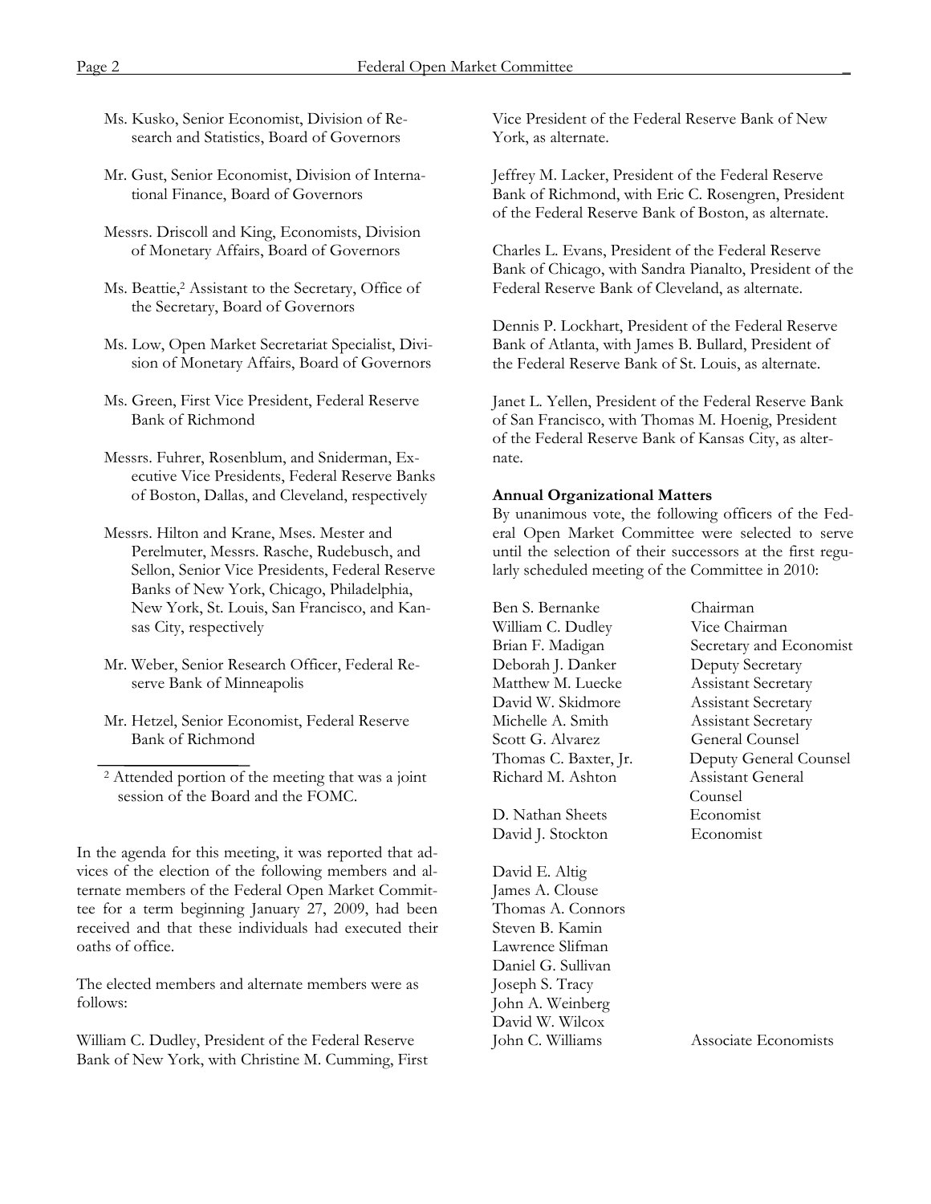Ms. Kusko, Senior Economist, Division of Research and Statistics, Board of Governors

Mr. Gust, Senior Economist, Division of International Finance, Board of Governors

Messrs. Driscoll and King, Economists, Division of Monetary Affairs, Board of Governors

Ms. Beattie,[2] Assistant to the Secretary, Office of the Secretary, Board of Governors

Ms. Low, Open Market Secretariat Specialist, Division of Monetary Affairs, Board of Governors

Ms. Green, First Vice President, Federal Reserve Bank of Richmond

Messrs. Fuhrer, Rosenblum, and Sniderman, Executive Vice Presidents, Federal Reserve Banks of Boston, Dallas, and Cleveland, respectively

Messrs. Hilton and Krane, Mses. Mester and Perelmuter, Messrs. Rasche, Rudebusch, and Sellon, Senior Vice Presidents, Federal Reserve Banks of New York, Chicago, Philadelphia, New York, St. Louis, San Francisco, and Kansas City, respectively

Mr. Weber, Senior Research Officer, Federal Reserve Bank of Minneapolis

Mr. Hetzel, Senior Economist, Federal Reserve Bank of Richmond

[2] Attended portion of the meeting that was a joint session of the Board and the FOMC.

In the agenda for this meeting, it was reported that advices of the election of the following members and alternate members of the Federal Open Market Committee for a term beginning January 27, 2009, had been received and that these individuals had executed their oaths of office.

The elected members and alternate members were as follows:

William C. Dudley, President of the Federal Reserve Bank of New York, with Christine M. Cumming, First Vice President of the Federal Reserve Bank of New York, as alternate.

Jeffrey M. Lacker, President of the Federal Reserve Bank of Richmond, with Eric C. Rosengren, President of the Federal Reserve Bank of Boston, as alternate.

Charles L. Evans, President of the Federal Reserve Bank of Chicago, with Sandra Pianalto, President of the Federal Reserve Bank of Cleveland, as alternate.

Dennis P. Lockhart, President of the Federal Reserve Bank of Atlanta, with James B. Bullard, President of the Federal Reserve Bank of St. Louis, as alternate.

Janet L. Yellen, President of the Federal Reserve Bank of San Francisco, with Thomas M. Hoenig, President of the Federal Reserve Bank of Kansas City, as alternate.

**Annual Organizational Matters**

By unanimous vote, the following officers of the Federal Open Market Committee were selected to serve until the selection of their successors at the first regularly scheduled meeting of the Committee in 2010:

| | |
|---|---|
| Ben S. Bernanke | Chairman |
| William C. Dudley | Vice Chairman |
| Brian F. Madigan | Secretary and Economist |
| Deborah J. Danker | Deputy Secretary |
| Matthew M. Luecke | Assistant Secretary |
| David W. Skidmore | Assistant Secretary |
| Michelle A. Smith | Assistant Secretary |
| Scott G. Alvarez | General Counsel |
| Thomas C. Baxter, Jr. | Deputy General Counsel |
| Richard M. Ashton | Assistant General Counsel |
| D. Nathan Sheets | Economist |
| David J. Stockton | Economist |
| David E. Altig | |
| James A. Clouse | |
| Thomas A. Connors | |
| Steven B. Kamin | |
| Lawrence Slifman | |
| Daniel G. Sullivan | |
| Joseph S. Tracy | |
| John A. Weinberg | |
| David W. Wilcox | |
| John C. Williams | Associate Economists |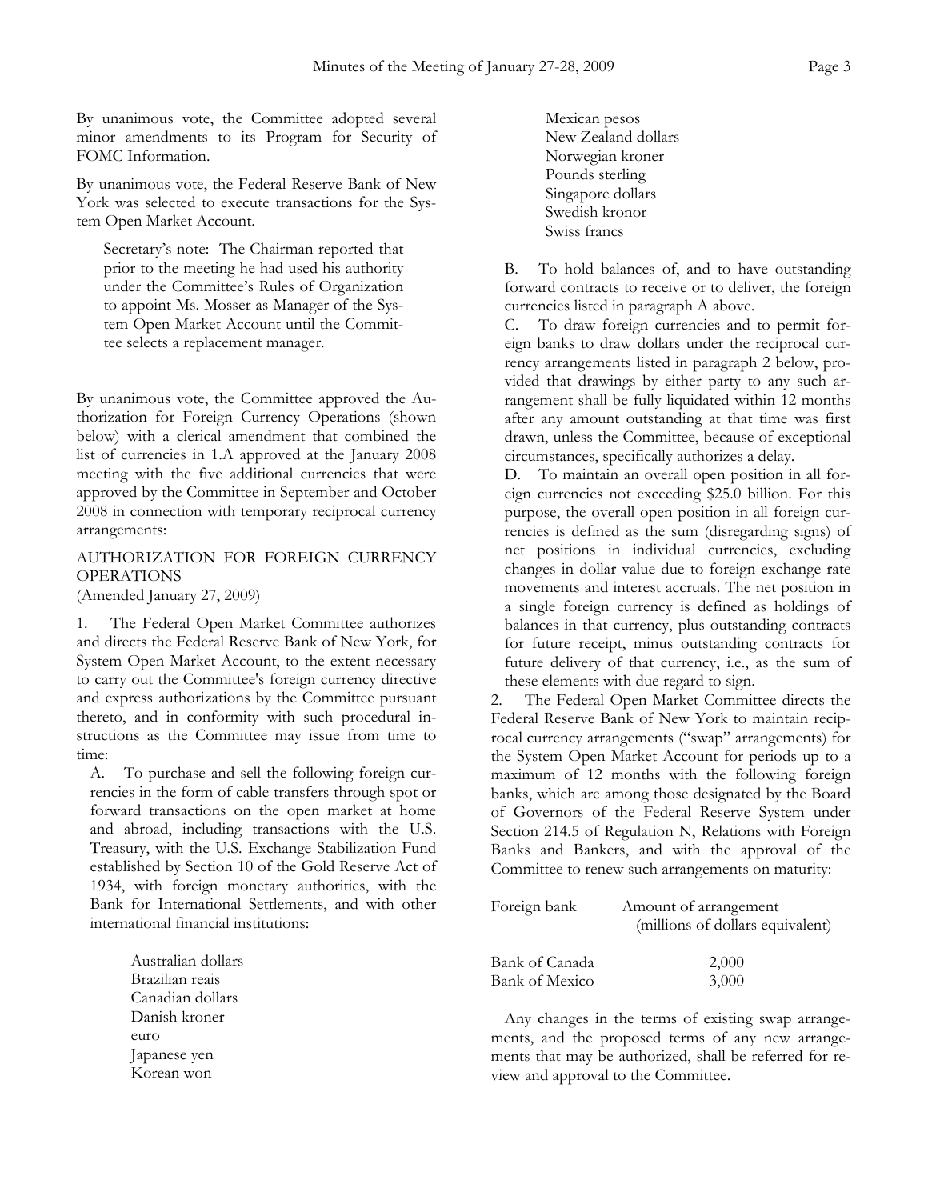By unanimous vote, the Committee adopted several minor amendments to its Program for Security of FOMC Information.

By unanimous vote, the Federal Reserve Bank of New York was selected to execute transactions for the System Open Market Account.

> Secretary's note: The Chairman reported that prior to the meeting he had used his authority under the Committee's Rules of Organization to appoint Ms. Mosser as Manager of the System Open Market Account until the Committee selects a replacement manager.

By unanimous vote, the Committee approved the Authorization for Foreign Currency Operations (shown below) with a clerical amendment that combined the list of currencies in 1.A approved at the January 2008 meeting with the five additional currencies that were approved by the Committee in September and October 2008 in connection with temporary reciprocal currency arrangements:

AUTHORIZATION FOR FOREIGN CURRENCY OPERATIONS
(Amended January 27, 2009)

1. The Federal Open Market Committee authorizes and directs the Federal Reserve Bank of New York, for System Open Market Account, to the extent necessary to carry out the Committee's foreign currency directive and express authorizations by the Committee pursuant thereto, and in conformity with such procedural instructions as the Committee may issue from time to time:

A. To purchase and sell the following foreign currencies in the form of cable transfers through spot or forward transactions on the open market at home and abroad, including transactions with the U.S. Treasury, with the U.S. Exchange Stabilization Fund established by Section 10 of the Gold Reserve Act of 1934, with foreign monetary authorities, with the Bank for International Settlements, and with other international financial institutions:

Australian dollars
Brazilian reais
Canadian dollars
Danish kroner
euro
Japanese yen
Korean won
Mexican pesos
New Zealand dollars
Norwegian kroner
Pounds sterling
Singapore dollars
Swedish kronor
Swiss francs

B. To hold balances of, and to have outstanding forward contracts to receive or to deliver, the foreign currencies listed in paragraph A above.

C. To draw foreign currencies and to permit foreign banks to draw dollars under the reciprocal currency arrangements listed in paragraph 2 below, provided that drawings by either party to any such arrangement shall be fully liquidated within 12 months after any amount outstanding at that time was first drawn, unless the Committee, because of exceptional circumstances, specifically authorizes a delay.

D. To maintain an overall open position in all foreign currencies not exceeding \$25.0 billion. For this purpose, the overall open position in all foreign currencies is defined as the sum (disregarding signs) of net positions in individual currencies, excluding changes in dollar value due to foreign exchange rate movements and interest accruals. The net position in a single foreign currency is defined as holdings of balances in that currency, plus outstanding contracts for future receipt, minus outstanding contracts for future delivery of that currency, i.e., as the sum of these elements with due regard to sign.

2. The Federal Open Market Committee directs the Federal Reserve Bank of New York to maintain reciprocal currency arrangements ("swap" arrangements) for the System Open Market Account for periods up to a maximum of 12 months with the following foreign banks, which are among those designated by the Board of Governors of the Federal Reserve System under Section 214.5 of Regulation N, Relations with Foreign Banks and Bankers, and with the approval of the Committee to renew such arrangements on maturity:

| Foreign bank | Amount of arrangement (millions of dollars equivalent) |
|---|---|
| Bank of Canada | 2,000 |
| Bank of Mexico | 3,000 |

Any changes in the terms of existing swap arrangements, and the proposed terms of any new arrangements that may be authorized, shall be referred for review and approval to the Committee.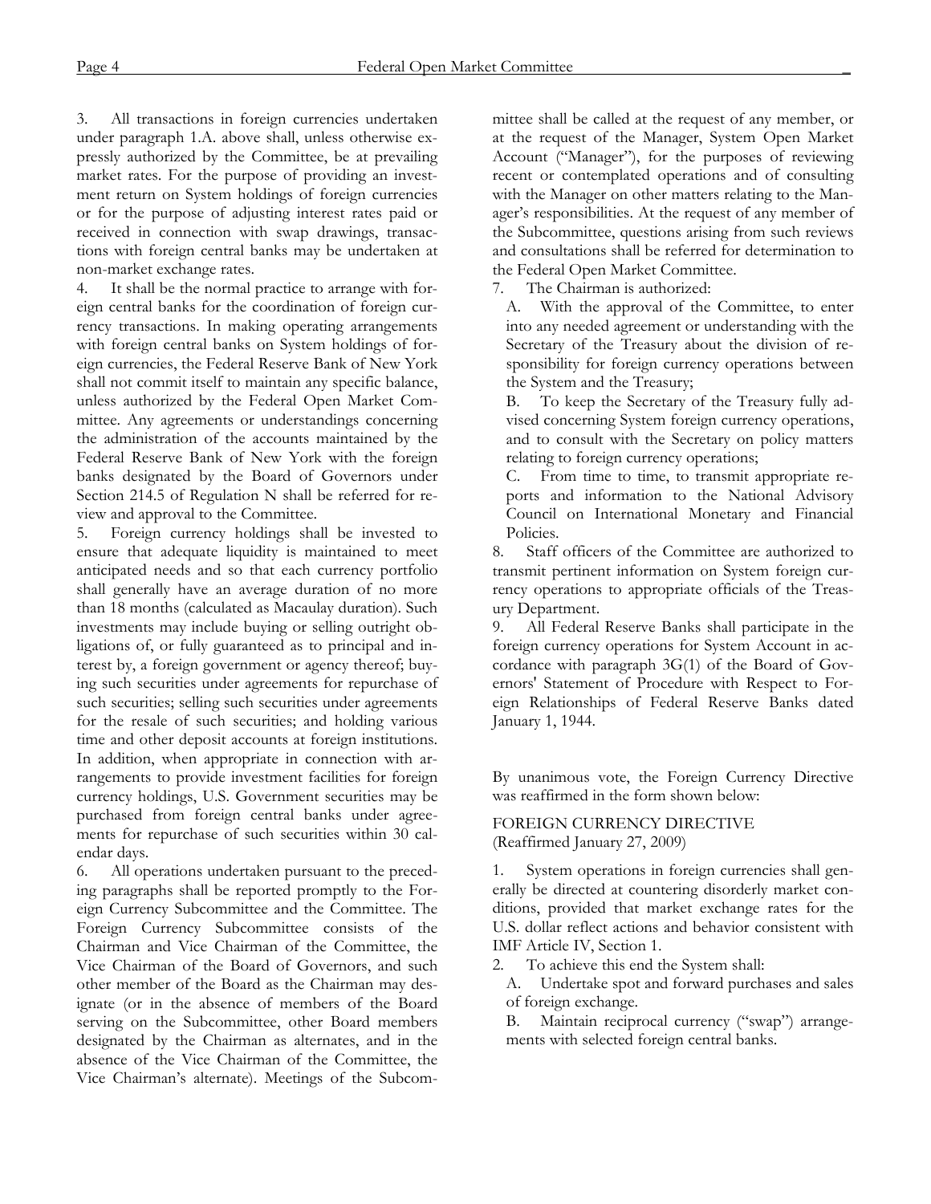3. All transactions in foreign currencies undertaken under paragraph 1.A. above shall, unless otherwise expressly authorized by the Committee, be at prevailing market rates. For the purpose of providing an investment return on System holdings of foreign currencies or for the purpose of adjusting interest rates paid or received in connection with swap drawings, transactions with foreign central banks may be undertaken at non-market exchange rates.

4. It shall be the normal practice to arrange with foreign central banks for the coordination of foreign currency transactions. In making operating arrangements with foreign central banks on System holdings of foreign currencies, the Federal Reserve Bank of New York shall not commit itself to maintain any specific balance, unless authorized by the Federal Open Market Committee. Any agreements or understandings concerning the administration of the accounts maintained by the Federal Reserve Bank of New York with the foreign banks designated by the Board of Governors under Section 214.5 of Regulation N shall be referred for review and approval to the Committee.

5. Foreign currency holdings shall be invested to ensure that adequate liquidity is maintained to meet anticipated needs and so that each currency portfolio shall generally have an average duration of no more than 18 months (calculated as Macaulay duration). Such investments may include buying or selling outright obligations of, or fully guaranteed as to principal and interest by, a foreign government or agency thereof; buying such securities under agreements for repurchase of such securities; selling such securities under agreements for the resale of such securities; and holding various time and other deposit accounts at foreign institutions. In addition, when appropriate in connection with arrangements to provide investment facilities for foreign currency holdings, U.S. Government securities may be purchased from foreign central banks under agreements for repurchase of such securities within 30 calendar days.

6. All operations undertaken pursuant to the preceding paragraphs shall be reported promptly to the Foreign Currency Subcommittee and the Committee. The Foreign Currency Subcommittee consists of the Chairman and Vice Chairman of the Committee, the Vice Chairman of the Board of Governors, and such other member of the Board as the Chairman may designate (or in the absence of members of the Board serving on the Subcommittee, other Board members designated by the Chairman as alternates, and in the absence of the Vice Chairman of the Committee, the Vice Chairman's alternate). Meetings of the Subcommittee shall be called at the request of any member, or at the request of the Manager, System Open Market Account ("Manager"), for the purposes of reviewing recent or contemplated operations and of consulting with the Manager on other matters relating to the Manager's responsibilities. At the request of any member of the Subcommittee, questions arising from such reviews and consultations shall be referred for determination to the Federal Open Market Committee.

7. The Chairman is authorized:

   A. With the approval of the Committee, to enter into any needed agreement or understanding with the Secretary of the Treasury about the division of responsibility for foreign currency operations between the System and the Treasury;

   B. To keep the Secretary of the Treasury fully advised concerning System foreign currency operations, and to consult with the Secretary on policy matters relating to foreign currency operations;

   C. From time to time, to transmit appropriate reports and information to the National Advisory Council on International Monetary and Financial Policies.

8. Staff officers of the Committee are authorized to transmit pertinent information on System foreign currency operations to appropriate officials of the Treasury Department.

9. All Federal Reserve Banks shall participate in the foreign currency operations for System Account in accordance with paragraph 3G(1) of the Board of Governors' Statement of Procedure with Respect to Foreign Relationships of Federal Reserve Banks dated January 1, 1944.

By unanimous vote, the Foreign Currency Directive was reaffirmed in the form shown below:

FOREIGN CURRENCY DIRECTIVE
(Reaffirmed January 27, 2009)

1. System operations in foreign currencies shall generally be directed at countering disorderly market conditions, provided that market exchange rates for the U.S. dollar reflect actions and behavior consistent with IMF Article IV, Section 1.

2. To achieve this end the System shall:

   A. Undertake spot and forward purchases and sales of foreign exchange.

   B. Maintain reciprocal currency ("swap") arrangements with selected foreign central banks.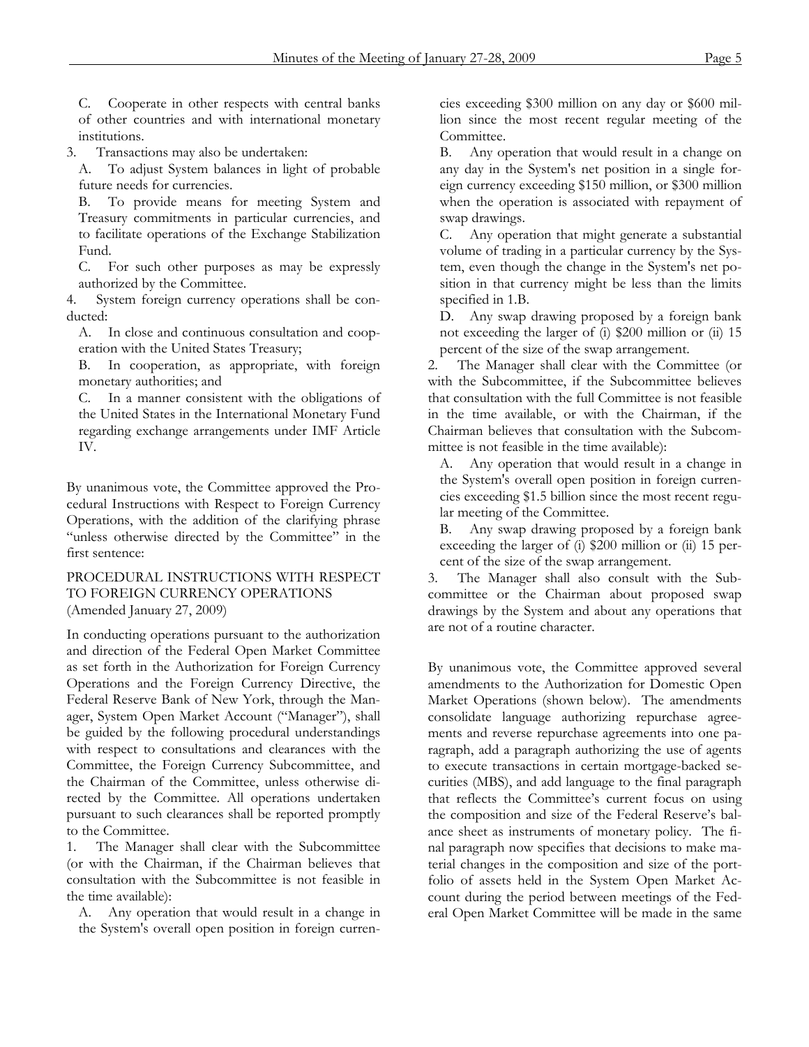C. Cooperate in other respects with central banks of other countries and with international monetary institutions.

3. Transactions may also be undertaken:

A. To adjust System balances in light of probable future needs for currencies.

B. To provide means for meeting System and Treasury commitments in particular currencies, and to facilitate operations of the Exchange Stabilization Fund.

C. For such other purposes as may be expressly authorized by the Committee.

4. System foreign currency operations shall be conducted:

A. In close and continuous consultation and cooperation with the United States Treasury;

B. In cooperation, as appropriate, with foreign monetary authorities; and

C. In a manner consistent with the obligations of the United States in the International Monetary Fund regarding exchange arrangements under IMF Article IV.

By unanimous vote, the Committee approved the Procedural Instructions with Respect to Foreign Currency Operations, with the addition of the clarifying phrase "unless otherwise directed by the Committee" in the first sentence:

PROCEDURAL INSTRUCTIONS WITH RESPECT TO FOREIGN CURRENCY OPERATIONS
(Amended January 27, 2009)

In conducting operations pursuant to the authorization and direction of the Federal Open Market Committee as set forth in the Authorization for Foreign Currency Operations and the Foreign Currency Directive, the Federal Reserve Bank of New York, through the Manager, System Open Market Account ("Manager"), shall be guided by the following procedural understandings with respect to consultations and clearances with the Committee, the Foreign Currency Subcommittee, and the Chairman of the Committee, unless otherwise directed by the Committee. All operations undertaken pursuant to such clearances shall be reported promptly to the Committee.

1. The Manager shall clear with the Subcommittee (or with the Chairman, if the Chairman believes that consultation with the Subcommittee is not feasible in the time available):

A. Any operation that would result in a change in the System's overall open position in foreign currencies exceeding $300 million on any day or $600 million since the most recent regular meeting of the Committee.

B. Any operation that would result in a change on any day in the System's net position in a single foreign currency exceeding $150 million, or $300 million when the operation is associated with repayment of swap drawings.

C. Any operation that might generate a substantial volume of trading in a particular currency by the System, even though the change in the System's net position in that currency might be less than the limits specified in 1.B.

D. Any swap drawing proposed by a foreign bank not exceeding the larger of (i) $200 million or (ii) 15 percent of the size of the swap arrangement.

2. The Manager shall clear with the Committee (or with the Subcommittee, if the Subcommittee believes that consultation with the full Committee is not feasible in the time available, or with the Chairman, if the Chairman believes that consultation with the Subcommittee is not feasible in the time available):

A. Any operation that would result in a change in the System's overall open position in foreign currencies exceeding $1.5 billion since the most recent regular meeting of the Committee.

B. Any swap drawing proposed by a foreign bank exceeding the larger of (i) $200 million or (ii) 15 percent of the size of the swap arrangement.

3. The Manager shall also consult with the Subcommittee or the Chairman about proposed swap drawings by the System and about any operations that are not of a routine character.

By unanimous vote, the Committee approved several amendments to the Authorization for Domestic Open Market Operations (shown below). The amendments consolidate language authorizing repurchase agreements and reverse repurchase agreements into one paragraph, add a paragraph authorizing the use of agents to execute transactions in certain mortgage-backed securities (MBS), and add language to the final paragraph that reflects the Committee's current focus on using the composition and size of the Federal Reserve's balance sheet as instruments of monetary policy. The final paragraph now specifies that decisions to make material changes in the composition and size of the portfolio of assets held in the System Open Market Account during the period between meetings of the Federal Open Market Committee will be made in the same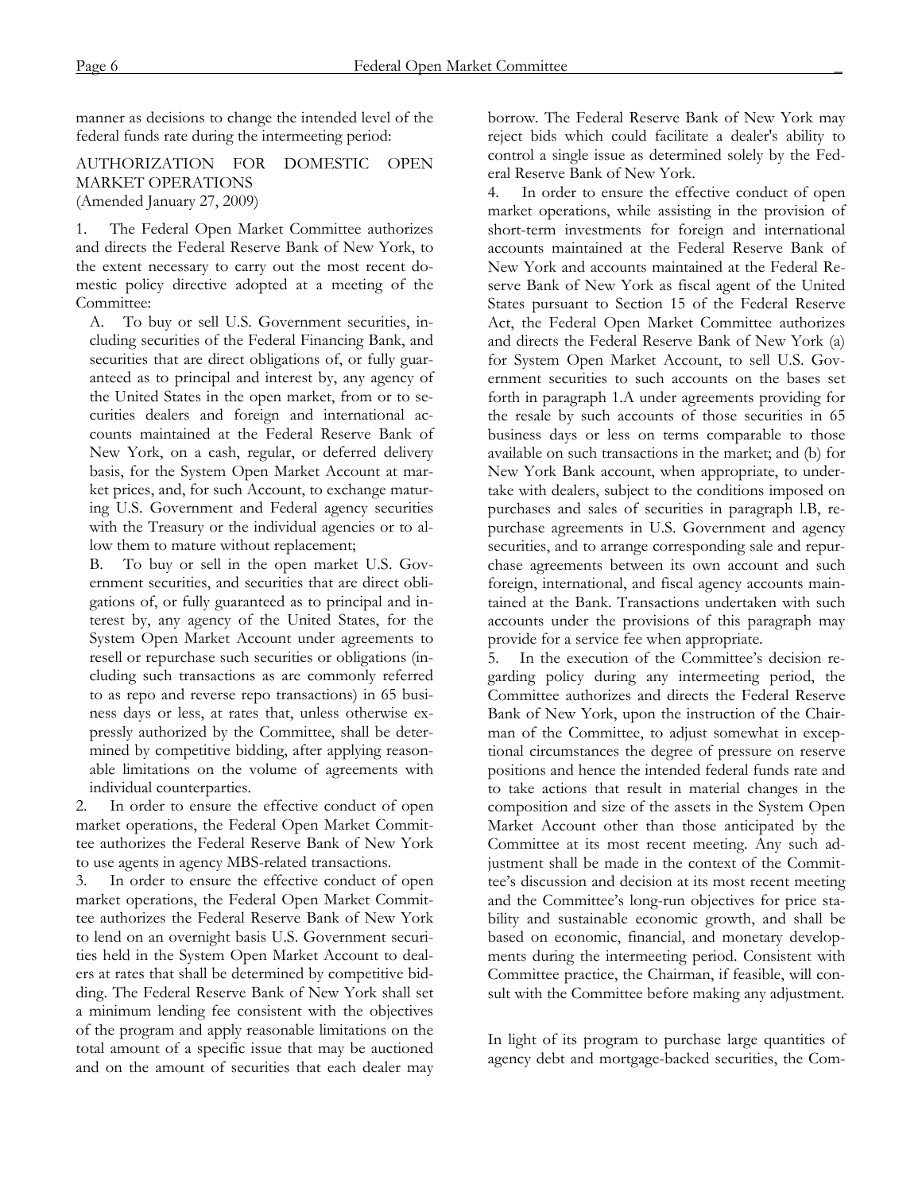manner as decisions to change the intended level of the federal funds rate during the intermeeting period:

AUTHORIZATION FOR DOMESTIC OPEN MARKET OPERATIONS
(Amended January 27, 2009)

1. The Federal Open Market Committee authorizes and directs the Federal Reserve Bank of New York, to the extent necessary to carry out the most recent domestic policy directive adopted at a meeting of the Committee:

A. To buy or sell U.S. Government securities, including securities of the Federal Financing Bank, and securities that are direct obligations of, or fully guaranteed as to principal and interest by, any agency of the United States in the open market, from or to securities dealers and foreign and international accounts maintained at the Federal Reserve Bank of New York, on a cash, regular, or deferred delivery basis, for the System Open Market Account at market prices, and, for such Account, to exchange maturing U.S. Government and Federal agency securities with the Treasury or the individual agencies or to allow them to mature without replacement;

B. To buy or sell in the open market U.S. Government securities, and securities that are direct obligations of, or fully guaranteed as to principal and interest by, any agency of the United States, for the System Open Market Account under agreements to resell or repurchase such securities or obligations (including such transactions as are commonly referred to as repo and reverse repo transactions) in 65 business days or less, at rates that, unless otherwise expressly authorized by the Committee, shall be determined by competitive bidding, after applying reasonable limitations on the volume of agreements with individual counterparties.

2. In order to ensure the effective conduct of open market operations, the Federal Open Market Committee authorizes the Federal Reserve Bank of New York to use agents in agency MBS-related transactions.

3. In order to ensure the effective conduct of open market operations, the Federal Open Market Committee authorizes the Federal Reserve Bank of New York to lend on an overnight basis U.S. Government securities held in the System Open Market Account to dealers at rates that shall be determined by competitive bidding. The Federal Reserve Bank of New York shall set a minimum lending fee consistent with the objectives of the program and apply reasonable limitations on the total amount of a specific issue that may be auctioned and on the amount of securities that each dealer may borrow. The Federal Reserve Bank of New York may reject bids which could facilitate a dealer's ability to control a single issue as determined solely by the Federal Reserve Bank of New York.

4. In order to ensure the effective conduct of open market operations, while assisting in the provision of short-term investments for foreign and international accounts maintained at the Federal Reserve Bank of New York and accounts maintained at the Federal Reserve Bank of New York as fiscal agent of the United States pursuant to Section 15 of the Federal Reserve Act, the Federal Open Market Committee authorizes and directs the Federal Reserve Bank of New York (a) for System Open Market Account, to sell U.S. Government securities to such accounts on the bases set forth in paragraph 1.A under agreements providing for the resale by such accounts of those securities in 65 business days or less on terms comparable to those available on such transactions in the market; and (b) for New York Bank account, when appropriate, to undertake with dealers, subject to the conditions imposed on purchases and sales of securities in paragraph l.B, repurchase agreements in U.S. Government and agency securities, and to arrange corresponding sale and repurchase agreements between its own account and such foreign, international, and fiscal agency accounts maintained at the Bank. Transactions undertaken with such accounts under the provisions of this paragraph may provide for a service fee when appropriate.

5. In the execution of the Committee's decision regarding policy during any intermeeting period, the Committee authorizes and directs the Federal Reserve Bank of New York, upon the instruction of the Chairman of the Committee, to adjust somewhat in exceptional circumstances the degree of pressure on reserve positions and hence the intended federal funds rate and to take actions that result in material changes in the composition and size of the assets in the System Open Market Account other than those anticipated by the Committee at its most recent meeting. Any such adjustment shall be made in the context of the Committee's discussion and decision at its most recent meeting and the Committee's long-run objectives for price stability and sustainable economic growth, and shall be based on economic, financial, and monetary developments during the intermeeting period. Consistent with Committee practice, the Chairman, if feasible, will consult with the Committee before making any adjustment.

In light of its program to purchase large quantities of agency debt and mortgage-backed securities, the Com-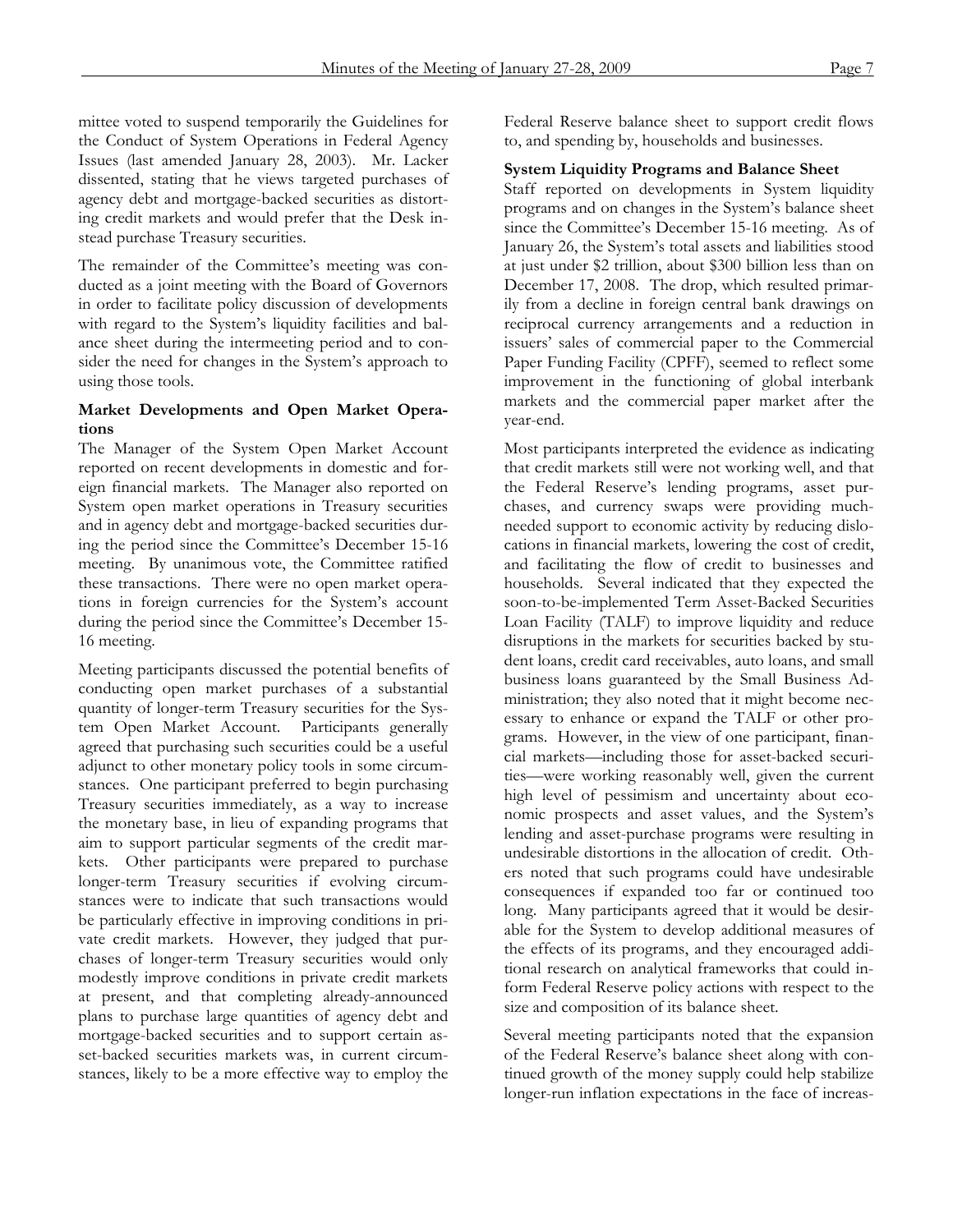mittee voted to suspend temporarily the Guidelines for the Conduct of System Operations in Federal Agency Issues (last amended January 28, 2003). Mr. Lacker dissented, stating that he views targeted purchases of agency debt and mortgage-backed securities as distorting credit markets and would prefer that the Desk instead purchase Treasury securities.

The remainder of the Committee's meeting was conducted as a joint meeting with the Board of Governors in order to facilitate policy discussion of developments with regard to the System's liquidity facilities and balance sheet during the intermeeting period and to consider the need for changes in the System's approach to using those tools.

**Market Developments and Open Market Operations**

The Manager of the System Open Market Account reported on recent developments in domestic and foreign financial markets. The Manager also reported on System open market operations in Treasury securities and in agency debt and mortgage-backed securities during the period since the Committee's December 15-16 meeting. By unanimous vote, the Committee ratified these transactions. There were no open market operations in foreign currencies for the System's account during the period since the Committee's December 15-16 meeting.

Meeting participants discussed the potential benefits of conducting open market purchases of a substantial quantity of longer-term Treasury securities for the System Open Market Account. Participants generally agreed that purchasing such securities could be a useful adjunct to other monetary policy tools in some circumstances. One participant preferred to begin purchasing Treasury securities immediately, as a way to increase the monetary base, in lieu of expanding programs that aim to support particular segments of the credit markets. Other participants were prepared to purchase longer-term Treasury securities if evolving circumstances were to indicate that such transactions would be particularly effective in improving conditions in private credit markets. However, they judged that purchases of longer-term Treasury securities would only modestly improve conditions in private credit markets at present, and that completing already-announced plans to purchase large quantities of agency debt and mortgage-backed securities and to support certain asset-backed securities markets was, in current circumstances, likely to be a more effective way to employ the Federal Reserve balance sheet to support credit flows to, and spending by, households and businesses.

**System Liquidity Programs and Balance Sheet**

Staff reported on developments in System liquidity programs and on changes in the System's balance sheet since the Committee's December 15-16 meeting. As of January 26, the System's total assets and liabilities stood at just under $2 trillion, about $300 billion less than on December 17, 2008. The drop, which resulted primarily from a decline in foreign central bank drawings on reciprocal currency arrangements and a reduction in issuers' sales of commercial paper to the Commercial Paper Funding Facility (CPFF), seemed to reflect some improvement in the functioning of global interbank markets and the commercial paper market after the year-end.

Most participants interpreted the evidence as indicating that credit markets still were not working well, and that the Federal Reserve's lending programs, asset purchases, and currency swaps were providing much-needed support to economic activity by reducing dislocations in financial markets, lowering the cost of credit, and facilitating the flow of credit to businesses and households. Several indicated that they expected the soon-to-be-implemented Term Asset-Backed Securities Loan Facility (TALF) to improve liquidity and reduce disruptions in the markets for securities backed by student loans, credit card receivables, auto loans, and small business loans guaranteed by the Small Business Administration; they also noted that it might become necessary to enhance or expand the TALF or other programs. However, in the view of one participant, financial markets—including those for asset-backed securities—were working reasonably well, given the current high level of pessimism and uncertainty about economic prospects and asset values, and the System's lending and asset-purchase programs were resulting in undesirable distortions in the allocation of credit. Others noted that such programs could have undesirable consequences if expanded too far or continued too long. Many participants agreed that it would be desirable for the System to develop additional measures of the effects of its programs, and they encouraged additional research on analytical frameworks that could inform Federal Reserve policy actions with respect to the size and composition of its balance sheet.

Several meeting participants noted that the expansion of the Federal Reserve's balance sheet along with continued growth of the money supply could help stabilize longer-run inflation expectations in the face of increas-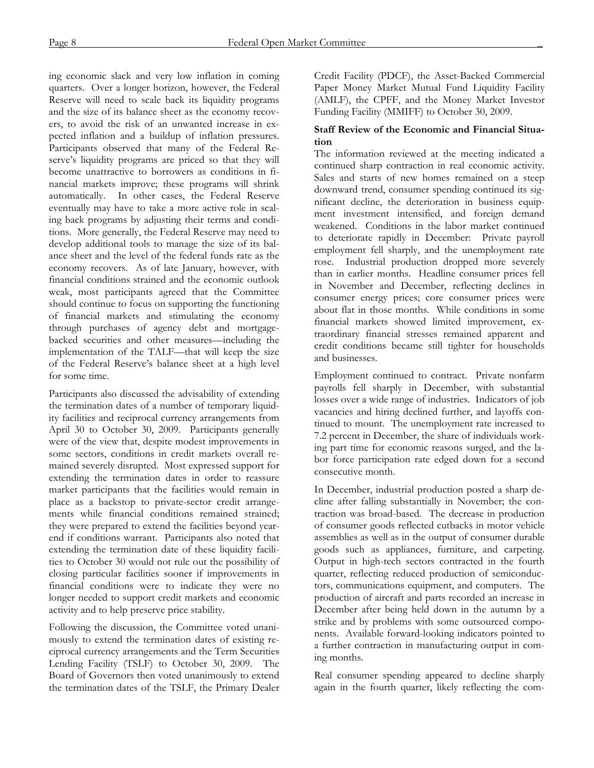ing economic slack and very low inflation in coming quarters. Over a longer horizon, however, the Federal Reserve will need to scale back its liquidity programs and the size of its balance sheet as the economy recovers, to avoid the risk of an unwanted increase in expected inflation and a buildup of inflation pressures. Participants observed that many of the Federal Reserve's liquidity programs are priced so that they will become unattractive to borrowers as conditions in financial markets improve; these programs will shrink automatically. In other cases, the Federal Reserve eventually may have to take a more active role in scaling back programs by adjusting their terms and conditions. More generally, the Federal Reserve may need to develop additional tools to manage the size of its balance sheet and the level of the federal funds rate as the economy recovers. As of late January, however, with financial conditions strained and the economic outlook weak, most participants agreed that the Committee should continue to focus on supporting the functioning of financial markets and stimulating the economy through purchases of agency debt and mortgage-backed securities and other measures—including the implementation of the TALF—that will keep the size of the Federal Reserve's balance sheet at a high level for some time.

Participants also discussed the advisability of extending the termination dates of a number of temporary liquidity facilities and reciprocal currency arrangements from April 30 to October 30, 2009. Participants generally were of the view that, despite modest improvements in some sectors, conditions in credit markets overall remained severely disrupted. Most expressed support for extending the termination dates in order to reassure market participants that the facilities would remain in place as a backstop to private-sector credit arrangements while financial conditions remained strained; they were prepared to extend the facilities beyond year-end if conditions warrant. Participants also noted that extending the termination date of these liquidity facilities to October 30 would not rule out the possibility of closing particular facilities sooner if improvements in financial conditions were to indicate they were no longer needed to support credit markets and economic activity and to help preserve price stability.

Following the discussion, the Committee voted unanimously to extend the termination dates of existing reciprocal currency arrangements and the Term Securities Lending Facility (TSLF) to October 30, 2009. The Board of Governors then voted unanimously to extend the termination dates of the TSLF, the Primary Dealer Credit Facility (PDCF), the Asset-Backed Commercial Paper Money Market Mutual Fund Liquidity Facility (AMLF), the CPFF, and the Money Market Investor Funding Facility (MMIFF) to October 30, 2009.

### Staff Review of the Economic and Financial Situation

The information reviewed at the meeting indicated a continued sharp contraction in real economic activity. Sales and starts of new homes remained on a steep downward trend, consumer spending continued its significant decline, the deterioration in business equipment investment intensified, and foreign demand weakened. Conditions in the labor market continued to deteriorate rapidly in December: Private payroll employment fell sharply, and the unemployment rate rose. Industrial production dropped more severely than in earlier months. Headline consumer prices fell in November and December, reflecting declines in consumer energy prices; core consumer prices were about flat in those months. While conditions in some financial markets showed limited improvement, extraordinary financial stresses remained apparent and credit conditions became still tighter for households and businesses.

Employment continued to contract. Private nonfarm payrolls fell sharply in December, with substantial losses over a wide range of industries. Indicators of job vacancies and hiring declined further, and layoffs continued to mount. The unemployment rate increased to 7.2 percent in December, the share of individuals working part time for economic reasons surged, and the labor force participation rate edged down for a second consecutive month.

In December, industrial production posted a sharp decline after falling substantially in November; the contraction was broad-based. The decrease in production of consumer goods reflected cutbacks in motor vehicle assemblies as well as in the output of consumer durable goods such as appliances, furniture, and carpeting. Output in high-tech sectors contracted in the fourth quarter, reflecting reduced production of semiconductors, communications equipment, and computers. The production of aircraft and parts recorded an increase in December after being held down in the autumn by a strike and by problems with some outsourced components. Available forward-looking indicators pointed to a further contraction in manufacturing output in coming months.

Real consumer spending appeared to decline sharply again in the fourth quarter, likely reflecting the com-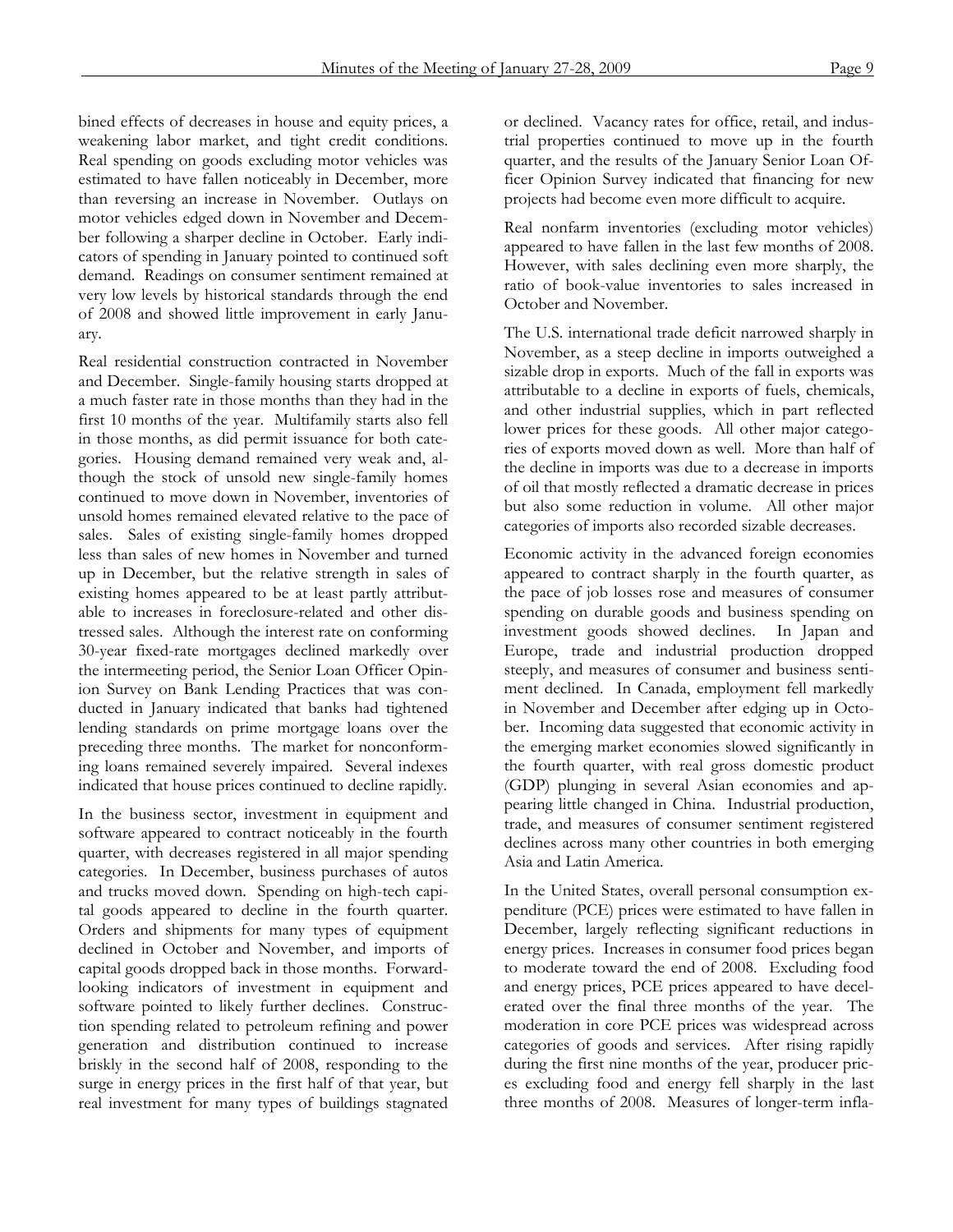bined effects of decreases in house and equity prices, a weakening labor market, and tight credit conditions. Real spending on goods excluding motor vehicles was estimated to have fallen noticeably in December, more than reversing an increase in November. Outlays on motor vehicles edged down in November and December following a sharper decline in October. Early indicators of spending in January pointed to continued soft demand. Readings on consumer sentiment remained at very low levels by historical standards through the end of 2008 and showed little improvement in early January.

Real residential construction contracted in November and December. Single-family housing starts dropped at a much faster rate in those months than they had in the first 10 months of the year. Multifamily starts also fell in those months, as did permit issuance for both categories. Housing demand remained very weak and, although the stock of unsold new single-family homes continued to move down in November, inventories of unsold homes remained elevated relative to the pace of sales. Sales of existing single-family homes dropped less than sales of new homes in November and turned up in December, but the relative strength in sales of existing homes appeared to be at least partly attributable to increases in foreclosure-related and other distressed sales. Although the interest rate on conforming 30-year fixed-rate mortgages declined markedly over the intermeeting period, the Senior Loan Officer Opinion Survey on Bank Lending Practices that was conducted in January indicated that banks had tightened lending standards on prime mortgage loans over the preceding three months. The market for nonconforming loans remained severely impaired. Several indexes indicated that house prices continued to decline rapidly.

In the business sector, investment in equipment and software appeared to contract noticeably in the fourth quarter, with decreases registered in all major spending categories. In December, business purchases of autos and trucks moved down. Spending on high-tech capital goods appeared to decline in the fourth quarter. Orders and shipments for many types of equipment declined in October and November, and imports of capital goods dropped back in those months. Forward-looking indicators of investment in equipment and software pointed to likely further declines. Construction spending related to petroleum refining and power generation and distribution continued to increase briskly in the second half of 2008, responding to the surge in energy prices in the first half of that year, but real investment for many types of buildings stagnated or declined. Vacancy rates for office, retail, and industrial properties continued to move up in the fourth quarter, and the results of the January Senior Loan Officer Opinion Survey indicated that financing for new projects had become even more difficult to acquire.

Real nonfarm inventories (excluding motor vehicles) appeared to have fallen in the last few months of 2008. However, with sales declining even more sharply, the ratio of book-value inventories to sales increased in October and November.

The U.S. international trade deficit narrowed sharply in November, as a steep decline in imports outweighed a sizable drop in exports. Much of the fall in exports was attributable to a decline in exports of fuels, chemicals, and other industrial supplies, which in part reflected lower prices for these goods. All other major categories of exports moved down as well. More than half of the decline in imports was due to a decrease in imports of oil that mostly reflected a dramatic decrease in prices but also some reduction in volume. All other major categories of imports also recorded sizable decreases.

Economic activity in the advanced foreign economies appeared to contract sharply in the fourth quarter, as the pace of job losses rose and measures of consumer spending on durable goods and business spending on investment goods showed declines. In Japan and Europe, trade and industrial production dropped steeply, and measures of consumer and business sentiment declined. In Canada, employment fell markedly in November and December after edging up in October. Incoming data suggested that economic activity in the emerging market economies slowed significantly in the fourth quarter, with real gross domestic product (GDP) plunging in several Asian economies and appearing little changed in China. Industrial production, trade, and measures of consumer sentiment registered declines across many other countries in both emerging Asia and Latin America.

In the United States, overall personal consumption expenditure (PCE) prices were estimated to have fallen in December, largely reflecting significant reductions in energy prices. Increases in consumer food prices began to moderate toward the end of 2008. Excluding food and energy prices, PCE prices appeared to have decelerated over the final three months of the year. The moderation in core PCE prices was widespread across categories of goods and services. After rising rapidly during the first nine months of the year, producer prices excluding food and energy fell sharply in the last three months of 2008. Measures of longer-term infla-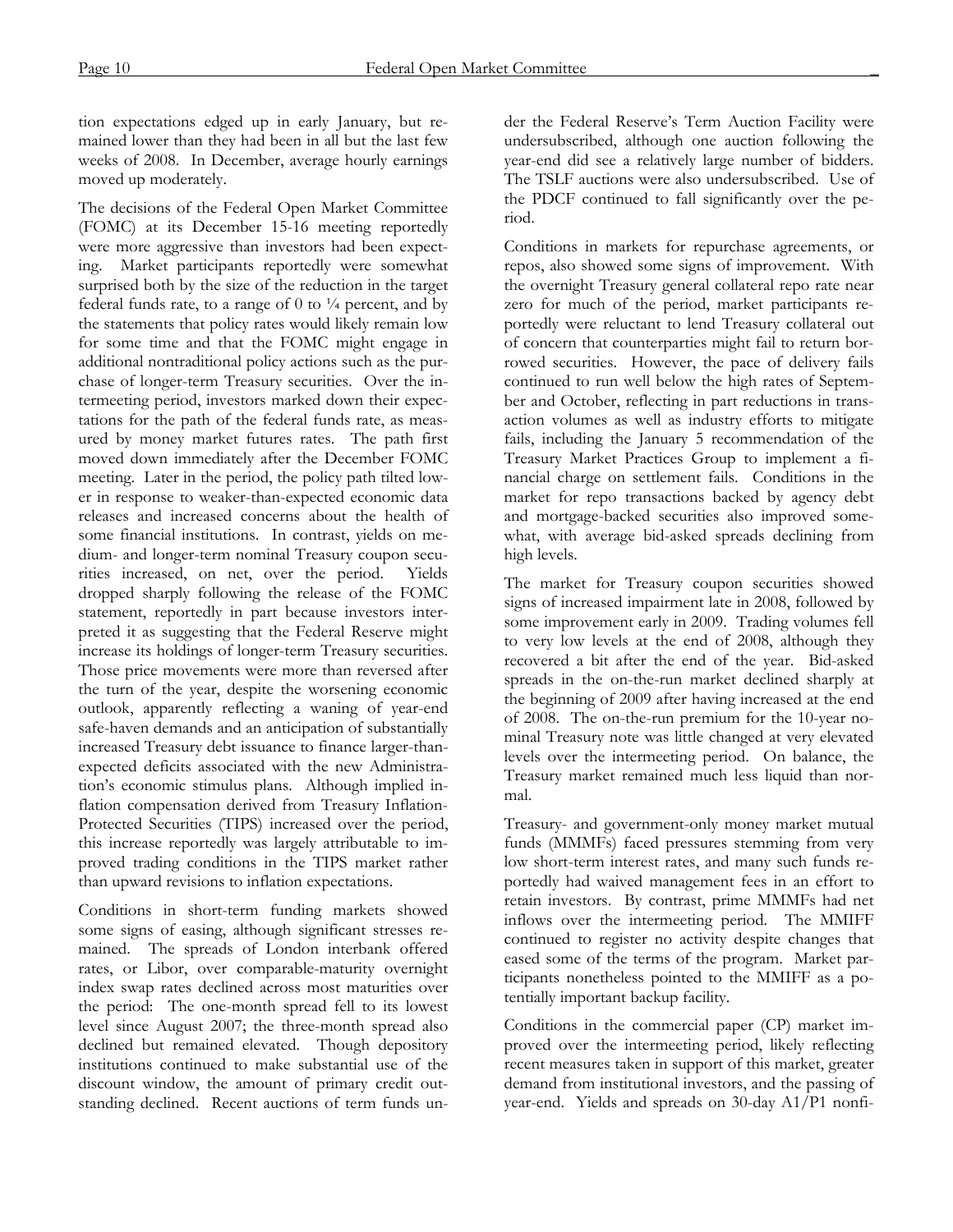tion expectations edged up in early January, but remained lower than they had been in all but the last few weeks of 2008. In December, average hourly earnings moved up moderately.

The decisions of the Federal Open Market Committee (FOMC) at its December 15-16 meeting reportedly were more aggressive than investors had been expecting. Market participants reportedly were somewhat surprised both by the size of the reduction in the target federal funds rate, to a range of 0 to ¼ percent, and by the statements that policy rates would likely remain low for some time and that the FOMC might engage in additional nontraditional policy actions such as the purchase of longer-term Treasury securities. Over the intermeeting period, investors marked down their expectations for the path of the federal funds rate, as measured by money market futures rates. The path first moved down immediately after the December FOMC meeting. Later in the period, the policy path tilted lower in response to weaker-than-expected economic data releases and increased concerns about the health of some financial institutions. In contrast, yields on medium- and longer-term nominal Treasury coupon securities increased, on net, over the period. Yields dropped sharply following the release of the FOMC statement, reportedly in part because investors interpreted it as suggesting that the Federal Reserve might increase its holdings of longer-term Treasury securities. Those price movements were more than reversed after the turn of the year, despite the worsening economic outlook, apparently reflecting a waning of year-end safe-haven demands and an anticipation of substantially increased Treasury debt issuance to finance larger-than-expected deficits associated with the new Administration's economic stimulus plans. Although implied inflation compensation derived from Treasury Inflation-Protected Securities (TIPS) increased over the period, this increase reportedly was largely attributable to improved trading conditions in the TIPS market rather than upward revisions to inflation expectations.

Conditions in short-term funding markets showed some signs of easing, although significant stresses remained. The spreads of London interbank offered rates, or Libor, over comparable-maturity overnight index swap rates declined across most maturities over the period: The one-month spread fell to its lowest level since August 2007; the three-month spread also declined but remained elevated. Though depository institutions continued to make substantial use of the discount window, the amount of primary credit outstanding declined. Recent auctions of term funds under the Federal Reserve's Term Auction Facility were undersubscribed, although one auction following the year-end did see a relatively large number of bidders. The TSLF auctions were also undersubscribed. Use of the PDCF continued to fall significantly over the period.

Conditions in markets for repurchase agreements, or repos, also showed some signs of improvement. With the overnight Treasury general collateral repo rate near zero for much of the period, market participants reportedly were reluctant to lend Treasury collateral out of concern that counterparties might fail to return borrowed securities. However, the pace of delivery fails continued to run well below the high rates of September and October, reflecting in part reductions in transaction volumes as well as industry efforts to mitigate fails, including the January 5 recommendation of the Treasury Market Practices Group to implement a financial charge on settlement fails. Conditions in the market for repo transactions backed by agency debt and mortgage-backed securities also improved somewhat, with average bid-asked spreads declining from high levels.

The market for Treasury coupon securities showed signs of increased impairment late in 2008, followed by some improvement early in 2009. Trading volumes fell to very low levels at the end of 2008, although they recovered a bit after the end of the year. Bid-asked spreads in the on-the-run market declined sharply at the beginning of 2009 after having increased at the end of 2008. The on-the-run premium for the 10-year nominal Treasury note was little changed at very elevated levels over the intermeeting period. On balance, the Treasury market remained much less liquid than normal.

Treasury- and government-only money market mutual funds (MMMFs) faced pressures stemming from very low short-term interest rates, and many such funds reportedly had waived management fees in an effort to retain investors. By contrast, prime MMMFs had net inflows over the intermeeting period. The MMIFF continued to register no activity despite changes that eased some of the terms of the program. Market participants nonetheless pointed to the MMIFF as a potentially important backup facility.

Conditions in the commercial paper (CP) market improved over the intermeeting period, likely reflecting recent measures taken in support of this market, greater demand from institutional investors, and the passing of year-end. Yields and spreads on 30-day A1/P1 nonfi-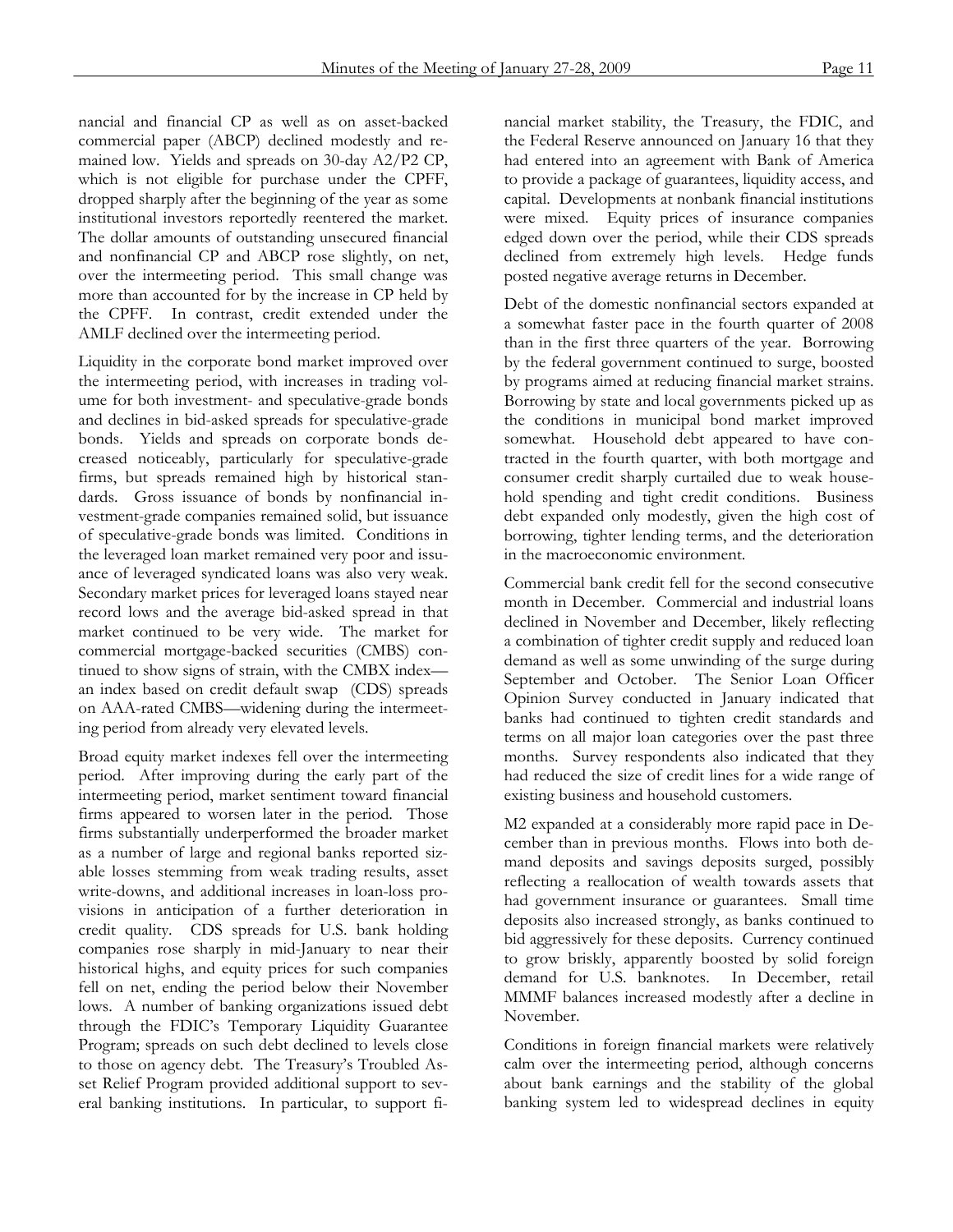nancial and financial CP as well as on asset-backed commercial paper (ABCP) declined modestly and remained low. Yields and spreads on 30-day A2/P2 CP, which is not eligible for purchase under the CPFF, dropped sharply after the beginning of the year as some institutional investors reportedly reentered the market. The dollar amounts of outstanding unsecured financial and nonfinancial CP and ABCP rose slightly, on net, over the intermeeting period. This small change was more than accounted for by the increase in CP held by the CPFF. In contrast, credit extended under the AMLF declined over the intermeeting period.

Liquidity in the corporate bond market improved over the intermeeting period, with increases in trading volume for both investment- and speculative-grade bonds and declines in bid-asked spreads for speculative-grade bonds. Yields and spreads on corporate bonds decreased noticeably, particularly for speculative-grade firms, but spreads remained high by historical standards. Gross issuance of bonds by nonfinancial investment-grade companies remained solid, but issuance of speculative-grade bonds was limited. Conditions in the leveraged loan market remained very poor and issuance of leveraged syndicated loans was also very weak. Secondary market prices for leveraged loans stayed near record lows and the average bid-asked spread in that market continued to be very wide. The market for commercial mortgage-backed securities (CMBS) continued to show signs of strain, with the CMBX index—an index based on credit default swap (CDS) spreads on AAA-rated CMBS—widening during the intermeeting period from already very elevated levels.

Broad equity market indexes fell over the intermeeting period. After improving during the early part of the intermeeting period, market sentiment toward financial firms appeared to worsen later in the period. Those firms substantially underperformed the broader market as a number of large and regional banks reported sizable losses stemming from weak trading results, asset write-downs, and additional increases in loan-loss provisions in anticipation of a further deterioration in credit quality. CDS spreads for U.S. bank holding companies rose sharply in mid-January to near their historical highs, and equity prices for such companies fell on net, ending the period below their November lows. A number of banking organizations issued debt through the FDIC's Temporary Liquidity Guarantee Program; spreads on such debt declined to levels close to those on agency debt. The Treasury's Troubled Asset Relief Program provided additional support to several banking institutions. In particular, to support financial market stability, the Treasury, the FDIC, and the Federal Reserve announced on January 16 that they had entered into an agreement with Bank of America to provide a package of guarantees, liquidity access, and capital. Developments at nonbank financial institutions were mixed. Equity prices of insurance companies edged down over the period, while their CDS spreads declined from extremely high levels. Hedge funds posted negative average returns in December.

Debt of the domestic nonfinancial sectors expanded at a somewhat faster pace in the fourth quarter of 2008 than in the first three quarters of the year. Borrowing by the federal government continued to surge, boosted by programs aimed at reducing financial market strains. Borrowing by state and local governments picked up as the conditions in municipal bond market improved somewhat. Household debt appeared to have contracted in the fourth quarter, with both mortgage and consumer credit sharply curtailed due to weak household spending and tight credit conditions. Business debt expanded only modestly, given the high cost of borrowing, tighter lending terms, and the deterioration in the macroeconomic environment.

Commercial bank credit fell for the second consecutive month in December. Commercial and industrial loans declined in November and December, likely reflecting a combination of tighter credit supply and reduced loan demand as well as some unwinding of the surge during September and October. The Senior Loan Officer Opinion Survey conducted in January indicated that banks had continued to tighten credit standards and terms on all major loan categories over the past three months. Survey respondents also indicated that they had reduced the size of credit lines for a wide range of existing business and household customers.

M2 expanded at a considerably more rapid pace in December than in previous months. Flows into both demand deposits and savings deposits surged, possibly reflecting a reallocation of wealth towards assets that had government insurance or guarantees. Small time deposits also increased strongly, as banks continued to bid aggressively for these deposits. Currency continued to grow briskly, apparently boosted by solid foreign demand for U.S. banknotes. In December, retail MMMF balances increased modestly after a decline in November.

Conditions in foreign financial markets were relatively calm over the intermeeting period, although concerns about bank earnings and the stability of the global banking system led to widespread declines in equity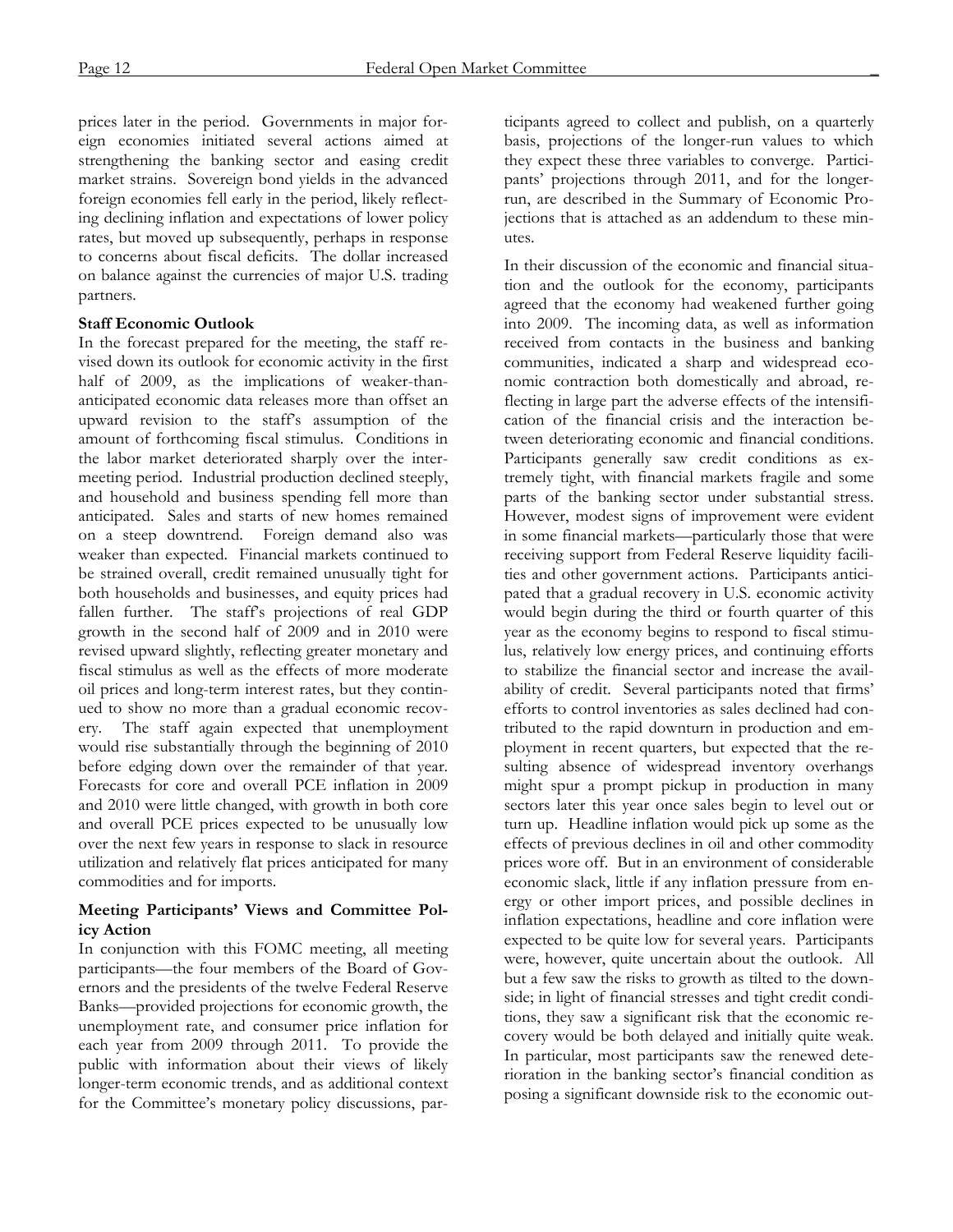prices later in the period. Governments in major foreign economies initiated several actions aimed at strengthening the banking sector and easing credit market strains. Sovereign bond yields in the advanced foreign economies fell early in the period, likely reflecting declining inflation and expectations of lower policy rates, but moved up subsequently, perhaps in response to concerns about fiscal deficits. The dollar increased on balance against the currencies of major U.S. trading partners.

**Staff Economic Outlook**

In the forecast prepared for the meeting, the staff revised down its outlook for economic activity in the first half of 2009, as the implications of weaker-than-anticipated economic data releases more than offset an upward revision to the staff's assumption of the amount of forthcoming fiscal stimulus. Conditions in the labor market deteriorated sharply over the intermeeting period. Industrial production declined steeply, and household and business spending fell more than anticipated. Sales and starts of new homes remained on a steep downtrend. Foreign demand also was weaker than expected. Financial markets continued to be strained overall, credit remained unusually tight for both households and businesses, and equity prices had fallen further. The staff's projections of real GDP growth in the second half of 2009 and in 2010 were revised upward slightly, reflecting greater monetary and fiscal stimulus as well as the effects of more moderate oil prices and long-term interest rates, but they continued to show no more than a gradual economic recovery. The staff again expected that unemployment would rise substantially through the beginning of 2010 before edging down over the remainder of that year. Forecasts for core and overall PCE inflation in 2009 and 2010 were little changed, with growth in both core and overall PCE prices expected to be unusually low over the next few years in response to slack in resource utilization and relatively flat prices anticipated for many commodities and for imports.

**Meeting Participants' Views and Committee Policy Action**

In conjunction with this FOMC meeting, all meeting participants—the four members of the Board of Governors and the presidents of the twelve Federal Reserve Banks—provided projections for economic growth, the unemployment rate, and consumer price inflation for each year from 2009 through 2011. To provide the public with information about their views of likely longer-term economic trends, and as additional context for the Committee's monetary policy discussions, participants agreed to collect and publish, on a quarterly basis, projections of the longer-run values to which they expect these three variables to converge. Participants' projections through 2011, and for the longer-run, are described in the Summary of Economic Projections that is attached as an addendum to these minutes.

In their discussion of the economic and financial situation and the outlook for the economy, participants agreed that the economy had weakened further going into 2009. The incoming data, as well as information received from contacts in the business and banking communities, indicated a sharp and widespread economic contraction both domestically and abroad, reflecting in large part the adverse effects of the intensification of the financial crisis and the interaction between deteriorating economic and financial conditions. Participants generally saw credit conditions as extremely tight, with financial markets fragile and some parts of the banking sector under substantial stress. However, modest signs of improvement were evident in some financial markets—particularly those that were receiving support from Federal Reserve liquidity facilities and other government actions. Participants anticipated that a gradual recovery in U.S. economic activity would begin during the third or fourth quarter of this year as the economy begins to respond to fiscal stimulus, relatively low energy prices, and continuing efforts to stabilize the financial sector and increase the availability of credit. Several participants noted that firms' efforts to control inventories as sales declined had contributed to the rapid downturn in production and employment in recent quarters, but expected that the resulting absence of widespread inventory overhangs might spur a prompt pickup in production in many sectors later this year once sales begin to level out or turn up. Headline inflation would pick up some as the effects of previous declines in oil and other commodity prices wore off. But in an environment of considerable economic slack, little if any inflation pressure from energy or other import prices, and possible declines in inflation expectations, headline and core inflation were expected to be quite low for several years. Participants were, however, quite uncertain about the outlook. All but a few saw the risks to growth as tilted to the downside; in light of financial stresses and tight credit conditions, they saw a significant risk that the economic recovery would be both delayed and initially quite weak. In particular, most participants saw the renewed deterioration in the banking sector's financial condition as posing a significant downside risk to the economic out-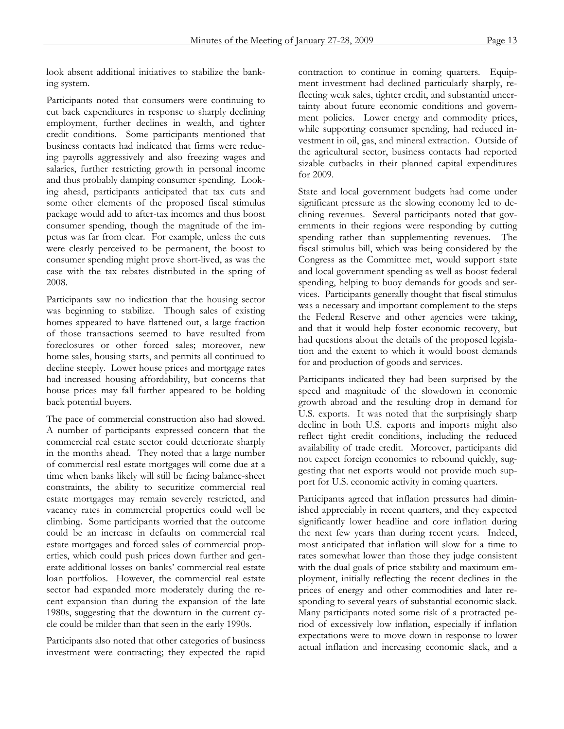look absent additional initiatives to stabilize the banking system.

Participants noted that consumers were continuing to cut back expenditures in response to sharply declining employment, further declines in wealth, and tighter credit conditions. Some participants mentioned that business contacts had indicated that firms were reducing payrolls aggressively and also freezing wages and salaries, further restricting growth in personal income and thus probably damping consumer spending. Looking ahead, participants anticipated that tax cuts and some other elements of the proposed fiscal stimulus package would add to after-tax incomes and thus boost consumer spending, though the magnitude of the impetus was far from clear. For example, unless the cuts were clearly perceived to be permanent, the boost to consumer spending might prove short-lived, as was the case with the tax rebates distributed in the spring of 2008.

Participants saw no indication that the housing sector was beginning to stabilize. Though sales of existing homes appeared to have flattened out, a large fraction of those transactions seemed to have resulted from foreclosures or other forced sales; moreover, new home sales, housing starts, and permits all continued to decline steeply. Lower house prices and mortgage rates had increased housing affordability, but concerns that house prices may fall further appeared to be holding back potential buyers.

The pace of commercial construction also had slowed. A number of participants expressed concern that the commercial real estate sector could deteriorate sharply in the months ahead. They noted that a large number of commercial real estate mortgages will come due at a time when banks likely will still be facing balance-sheet constraints, the ability to securitize commercial real estate mortgages may remain severely restricted, and vacancy rates in commercial properties could well be climbing. Some participants worried that the outcome could be an increase in defaults on commercial real estate mortgages and forced sales of commercial properties, which could push prices down further and generate additional losses on banks' commercial real estate loan portfolios. However, the commercial real estate sector had expanded more moderately during the recent expansion than during the expansion of the late 1980s, suggesting that the downturn in the current cycle could be milder than that seen in the early 1990s.

Participants also noted that other categories of business investment were contracting; they expected the rapid contraction to continue in coming quarters. Equipment investment had declined particularly sharply, reflecting weak sales, tighter credit, and substantial uncertainty about future economic conditions and government policies. Lower energy and commodity prices, while supporting consumer spending, had reduced investment in oil, gas, and mineral extraction. Outside of the agricultural sector, business contacts had reported sizable cutbacks in their planned capital expenditures for 2009.

State and local government budgets had come under significant pressure as the slowing economy led to declining revenues. Several participants noted that governments in their regions were responding by cutting spending rather than supplementing revenues. The fiscal stimulus bill, which was being considered by the Congress as the Committee met, would support state and local government spending as well as boost federal spending, helping to buoy demands for goods and services. Participants generally thought that fiscal stimulus was a necessary and important complement to the steps the Federal Reserve and other agencies were taking, and that it would help foster economic recovery, but had questions about the details of the proposed legislation and the extent to which it would boost demands for and production of goods and services.

Participants indicated they had been surprised by the speed and magnitude of the slowdown in economic growth abroad and the resulting drop in demand for U.S. exports. It was noted that the surprisingly sharp decline in both U.S. exports and imports might also reflect tight credit conditions, including the reduced availability of trade credit. Moreover, participants did not expect foreign economies to rebound quickly, suggesting that net exports would not provide much support for U.S. economic activity in coming quarters.

Participants agreed that inflation pressures had diminished appreciably in recent quarters, and they expected significantly lower headline and core inflation during the next few years than during recent years. Indeed, most anticipated that inflation will slow for a time to rates somewhat lower than those they judge consistent with the dual goals of price stability and maximum employment, initially reflecting the recent declines in the prices of energy and other commodities and later responding to several years of substantial economic slack. Many participants noted some risk of a protracted period of excessively low inflation, especially if inflation expectations were to move down in response to lower actual inflation and increasing economic slack, and a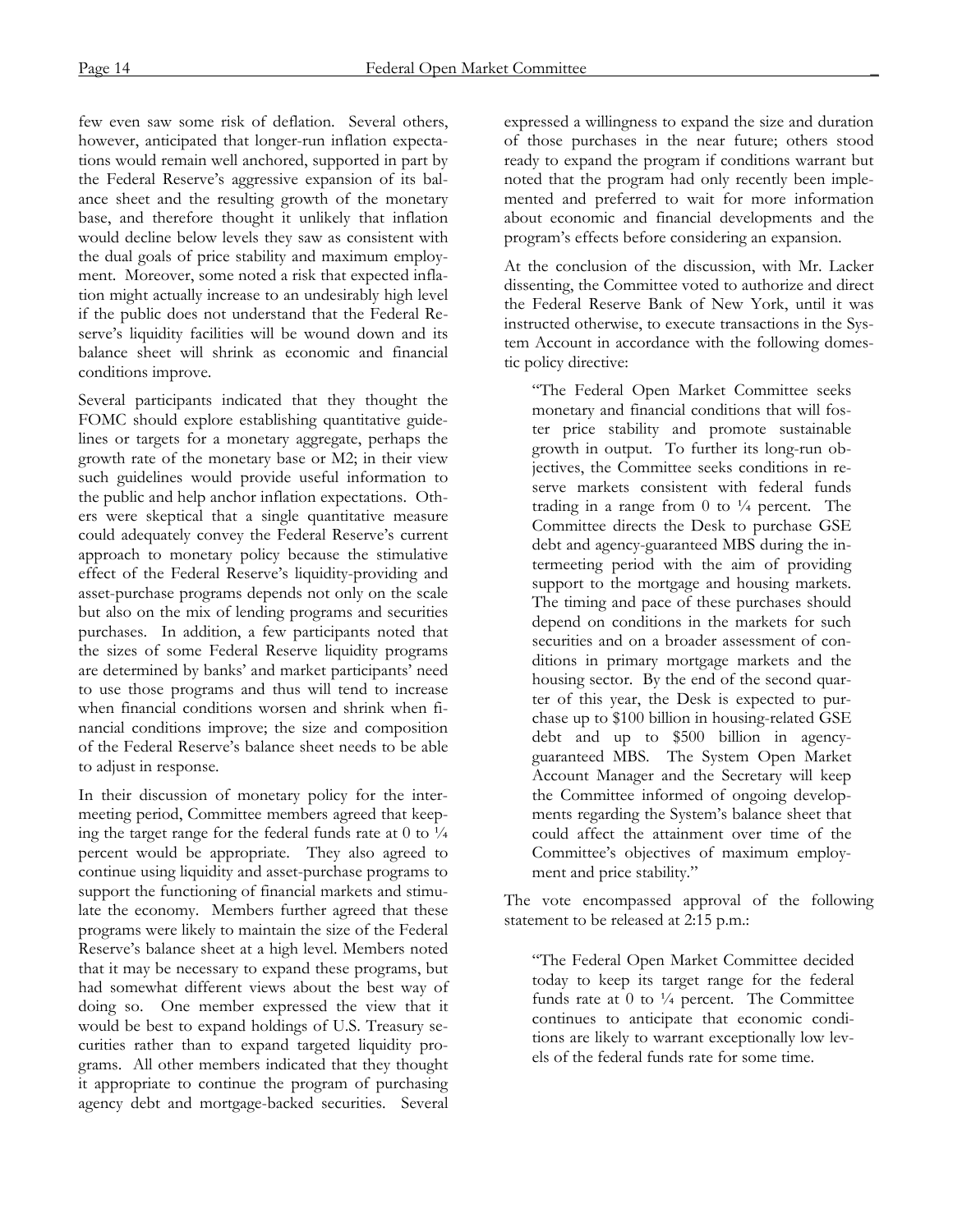few even saw some risk of deflation. Several others, however, anticipated that longer-run inflation expectations would remain well anchored, supported in part by the Federal Reserve's aggressive expansion of its balance sheet and the resulting growth of the monetary base, and therefore thought it unlikely that inflation would decline below levels they saw as consistent with the dual goals of price stability and maximum employment. Moreover, some noted a risk that expected inflation might actually increase to an undesirably high level if the public does not understand that the Federal Reserve's liquidity facilities will be wound down and its balance sheet will shrink as economic and financial conditions improve.

Several participants indicated that they thought the FOMC should explore establishing quantitative guidelines or targets for a monetary aggregate, perhaps the growth rate of the monetary base or M2; in their view such guidelines would provide useful information to the public and help anchor inflation expectations. Others were skeptical that a single quantitative measure could adequately convey the Federal Reserve's current approach to monetary policy because the stimulative effect of the Federal Reserve's liquidity-providing and asset-purchase programs depends not only on the scale but also on the mix of lending programs and securities purchases. In addition, a few participants noted that the sizes of some Federal Reserve liquidity programs are determined by banks' and market participants' need to use those programs and thus will tend to increase when financial conditions worsen and shrink when financial conditions improve; the size and composition of the Federal Reserve's balance sheet needs to be able to adjust in response.

In their discussion of monetary policy for the intermeeting period, Committee members agreed that keeping the target range for the federal funds rate at 0 to ¼ percent would be appropriate. They also agreed to continue using liquidity and asset-purchase programs to support the functioning of financial markets and stimulate the economy. Members further agreed that these programs were likely to maintain the size of the Federal Reserve's balance sheet at a high level. Members noted that it may be necessary to expand these programs, but had somewhat different views about the best way of doing so. One member expressed the view that it would be best to expand holdings of U.S. Treasury securities rather than to expand targeted liquidity programs. All other members indicated that they thought it appropriate to continue the program of purchasing agency debt and mortgage-backed securities. Several expressed a willingness to expand the size and duration of those purchases in the near future; others stood ready to expand the program if conditions warrant but noted that the program had only recently been implemented and preferred to wait for more information about economic and financial developments and the program's effects before considering an expansion.

At the conclusion of the discussion, with Mr. Lacker dissenting, the Committee voted to authorize and direct the Federal Reserve Bank of New York, until it was instructed otherwise, to execute transactions in the System Account in accordance with the following domestic policy directive:

> "The Federal Open Market Committee seeks monetary and financial conditions that will foster price stability and promote sustainable growth in output. To further its long-run objectives, the Committee seeks conditions in reserve markets consistent with federal funds trading in a range from 0 to ¼ percent. The Committee directs the Desk to purchase GSE debt and agency-guaranteed MBS during the intermeeting period with the aim of providing support to the mortgage and housing markets. The timing and pace of these purchases should depend on conditions in the markets for such securities and on a broader assessment of conditions in primary mortgage markets and the housing sector. By the end of the second quarter of this year, the Desk is expected to purchase up to $100 billion in housing-related GSE debt and up to $500 billion in agency-guaranteed MBS. The System Open Market Account Manager and the Secretary will keep the Committee informed of ongoing developments regarding the System's balance sheet that could affect the attainment over time of the Committee's objectives of maximum employment and price stability."

The vote encompassed approval of the following statement to be released at 2:15 p.m.:

> "The Federal Open Market Committee decided today to keep its target range for the federal funds rate at 0 to ¼ percent. The Committee continues to anticipate that economic conditions are likely to warrant exceptionally low levels of the federal funds rate for some time.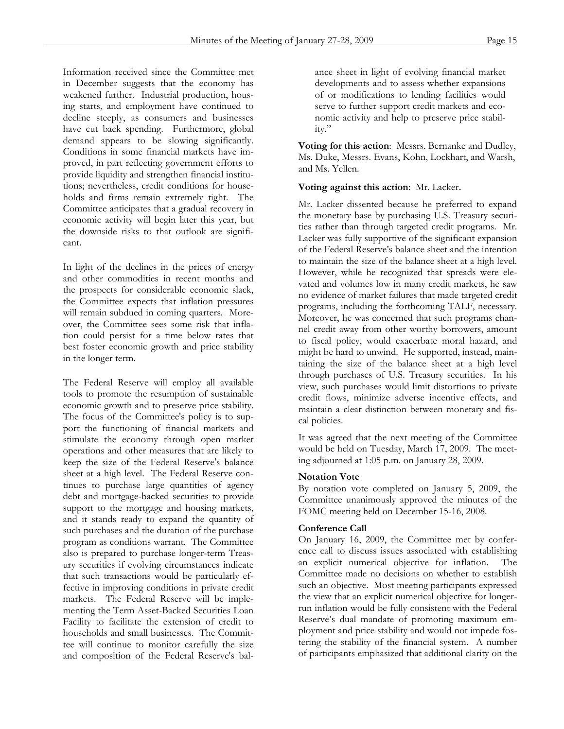Information received since the Committee met in December suggests that the economy has weakened further. Industrial production, housing starts, and employment have continued to decline steeply, as consumers and businesses have cut back spending. Furthermore, global demand appears to be slowing significantly. Conditions in some financial markets have improved, in part reflecting government efforts to provide liquidity and strengthen financial institutions; nevertheless, credit conditions for households and firms remain extremely tight. The Committee anticipates that a gradual recovery in economic activity will begin later this year, but the downside risks to that outlook are significant.

In light of the declines in the prices of energy and other commodities in recent months and the prospects for considerable economic slack, the Committee expects that inflation pressures will remain subdued in coming quarters. Moreover, the Committee sees some risk that inflation could persist for a time below rates that best foster economic growth and price stability in the longer term.

The Federal Reserve will employ all available tools to promote the resumption of sustainable economic growth and to preserve price stability. The focus of the Committee's policy is to support the functioning of financial markets and stimulate the economy through open market operations and other measures that are likely to keep the size of the Federal Reserve's balance sheet at a high level. The Federal Reserve continues to purchase large quantities of agency debt and mortgage-backed securities to provide support to the mortgage and housing markets, and it stands ready to expand the quantity of such purchases and the duration of the purchase program as conditions warrant. The Committee also is prepared to purchase longer-term Treasury securities if evolving circumstances indicate that such transactions would be particularly effective in improving conditions in private credit markets. The Federal Reserve will be implementing the Term Asset-Backed Securities Loan Facility to facilitate the extension of credit to households and small businesses. The Committee will continue to monitor carefully the size and composition of the Federal Reserve's balance sheet in light of evolving financial market developments and to assess whether expansions of or modifications to lending facilities would serve to further support credit markets and economic activity and help to preserve price stability."

**Voting for this action**: Messrs. Bernanke and Dudley, Ms. Duke, Messrs. Evans, Kohn, Lockhart, and Warsh, and Ms. Yellen.

**Voting against this action**: Mr. Lacker.

Mr. Lacker dissented because he preferred to expand the monetary base by purchasing U.S. Treasury securities rather than through targeted credit programs. Mr. Lacker was fully supportive of the significant expansion of the Federal Reserve's balance sheet and the intention to maintain the size of the balance sheet at a high level. However, while he recognized that spreads were elevated and volumes low in many credit markets, he saw no evidence of market failures that made targeted credit programs, including the forthcoming TALF, necessary. Moreover, he was concerned that such programs channel credit away from other worthy borrowers, amount to fiscal policy, would exacerbate moral hazard, and might be hard to unwind. He supported, instead, maintaining the size of the balance sheet at a high level through purchases of U.S. Treasury securities. In his view, such purchases would limit distortions to private credit flows, minimize adverse incentive effects, and maintain a clear distinction between monetary and fiscal policies.

It was agreed that the next meeting of the Committee would be held on Tuesday, March 17, 2009. The meeting adjourned at 1:05 p.m. on January 28, 2009.

**Notation Vote**

By notation vote completed on January 5, 2009, the Committee unanimously approved the minutes of the FOMC meeting held on December 15-16, 2008.

**Conference Call**

On January 16, 2009, the Committee met by conference call to discuss issues associated with establishing an explicit numerical objective for inflation. The Committee made no decisions on whether to establish such an objective. Most meeting participants expressed the view that an explicit numerical objective for longer-run inflation would be fully consistent with the Federal Reserve's dual mandate of promoting maximum employment and price stability and would not impede fostering the stability of the financial system. A number of participants emphasized that additional clarity on the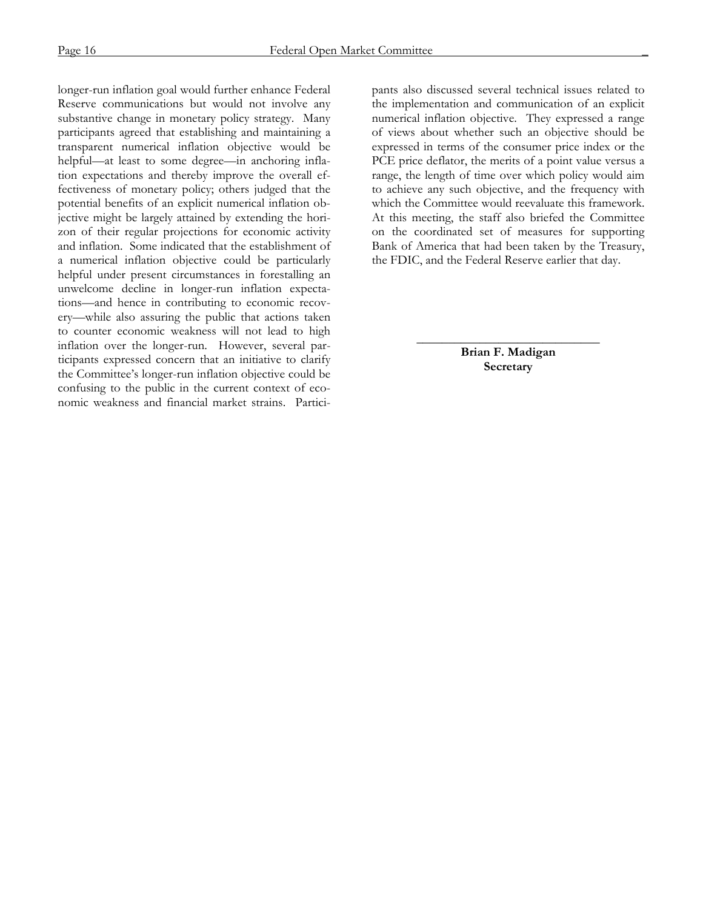longer-run inflation goal would further enhance Federal Reserve communications but would not involve any substantive change in monetary policy strategy. Many participants agreed that establishing and maintaining a transparent numerical inflation objective would be helpful—at least to some degree—in anchoring inflation expectations and thereby improve the overall effectiveness of monetary policy; others judged that the potential benefits of an explicit numerical inflation objective might be largely attained by extending the horizon of their regular projections for economic activity and inflation. Some indicated that the establishment of a numerical inflation objective could be particularly helpful under present circumstances in forestalling an unwelcome decline in longer-run inflation expectations—and hence in contributing to economic recovery—while also assuring the public that actions taken to counter economic weakness will not lead to high inflation over the longer-run. However, several participants expressed concern that an initiative to clarify the Committee's longer-run inflation objective could be confusing to the public in the current context of economic weakness and financial market strains. Participants also discussed several technical issues related to the implementation and communication of an explicit numerical inflation objective. They expressed a range of views about whether such an objective should be expressed in terms of the consumer price index or the PCE price deflator, the merits of a point value versus a range, the length of time over which policy would aim to achieve any such objective, and the frequency with which the Committee would reevaluate this framework. At this meeting, the staff also briefed the Committee on the coordinated set of measures for supporting Bank of America that had been taken by the Treasury, the FDIC, and the Federal Reserve earlier that day.

_____________________________

**Brian F. Madigan**
**Secretary**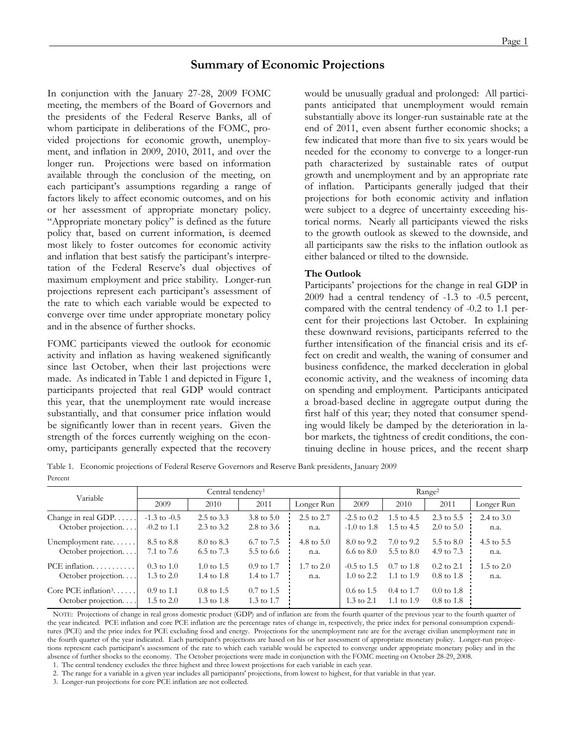## Summary of Economic Projections

In conjunction with the January 27-28, 2009 FOMC meeting, the members of the Board of Governors and the presidents of the Federal Reserve Banks, all of whom participate in deliberations of the FOMC, provided projections for economic growth, unemployment, and inflation in 2009, 2010, 2011, and over the longer run. Projections were based on information available through the conclusion of the meeting, on each participant's assumptions regarding a range of factors likely to affect economic outcomes, and on his or her assessment of appropriate monetary policy. "Appropriate monetary policy" is defined as the future policy that, based on current information, is deemed most likely to foster outcomes for economic activity and inflation that best satisfy the participant's interpretation of the Federal Reserve's dual objectives of maximum employment and price stability. Longer-run projections represent each participant's assessment of the rate to which each variable would be expected to converge over time under appropriate monetary policy and in the absence of further shocks.

FOMC participants viewed the outlook for economic activity and inflation as having weakened significantly since last October, when their last projections were made. As indicated in Table 1 and depicted in Figure 1, participants projected that real GDP would contract this year, that the unemployment rate would increase substantially, and that consumer price inflation would be significantly lower than in recent years. Given the strength of the forces currently weighing on the economy, participants generally expected that the recovery would be unusually gradual and prolonged: All participants anticipated that unemployment would remain substantially above its longer-run sustainable rate at the end of 2011, even absent further economic shocks; a few indicated that more than five to six years would be needed for the economy to converge to a longer-run path characterized by sustainable rates of output growth and unemployment and by an appropriate rate of inflation. Participants generally judged that their projections for both economic activity and inflation were subject to a degree of uncertainty exceeding historical norms. Nearly all participants viewed the risks to the growth outlook as skewed to the downside, and all participants saw the risks to the inflation outlook as either balanced or tilted to the downside.

### The Outlook

Participants' projections for the change in real GDP in 2009 had a central tendency of -1.3 to -0.5 percent, compared with the central tendency of -0.2 to 1.1 percent for their projections last October. In explaining these downward revisions, participants referred to the further intensification of the financial crisis and its effect on credit and wealth, the waning of consumer and business confidence, the marked deceleration in global economic activity, and the weakness of incoming data on spending and employment. Participants anticipated a broad-based decline in aggregate output during the first half of this year; they noted that consumer spending would likely be damped by the deterioration in labor markets, the tightness of credit conditions, the continuing decline in house prices, and the recent sharp

Table 1. Economic projections of Federal Reserve Governors and Reserve Bank presidents, January 2009

Percent

| Variable | Central tendency[1] | | | | Range[2] | | | |
|---|---|---|---|---|---|---|---|---|
| | 2009 | 2010 | 2011 | Longer Run | 2009 | 2010 | 2011 | Longer Run |
| Change in real GDP | -1.3 to -0.5 | 2.5 to 3.3 | 3.8 to 5.0 | 2.5 to 2.7 | -2.5 to 0.2 | 1.5 to 4.5 | 2.3 to 5.5 | 2.4 to 3.0 |
| October projection | -0.2 to 1.1 | 2.3 to 3.2 | 2.8 to 3.6 | n.a. | -1.0 to 1.8 | 1.5 to 4.5 | 2.0 to 5.0 | n.a. |
| Unemployment rate | 8.5 to 8.8 | 8.0 to 8.3 | 6.7 to 7.5 | 4.8 to 5.0 | 8.0 to 9.2 | 7.0 to 9.2 | 5.5 to 8.0 | 4.5 to 5.5 |
| October projection | 7.1 to 7.6 | 6.5 to 7.3 | 5.5 to 6.6 | n.a. | 6.6 to 8.0 | 5.5 to 8.0 | 4.9 to 7.3 | n.a. |
| PCE inflation | 0.3 to 1.0 | 1.0 to 1.5 | 0.9 to 1.7 | 1.7 to 2.0 | -0.5 to 1.5 | 0.7 to 1.8 | 0.2 to 2.1 | 1.5 to 2.0 |
| October projection | 1.3 to 2.0 | 1.4 to 1.8 | 1.4 to 1.7 | n.a. | 1.0 to 2.2 | 1.1 to 1.9 | 0.8 to 1.8 | n.a. |
| Core PCE inflation[3] | 0.9 to 1.1 | 0.8 to 1.5 | 0.7 to 1.5 | | 0.6 to 1.5 | 0.4 to 1.7 | 0.0 to 1.8 | |
| October projection | 1.5 to 2.0 | 1.3 to 1.8 | 1.3 to 1.7 | | 1.3 to 2.1 | 1.1 to 1.9 | 0.8 to 1.8 | |

NOTE: Projections of change in real gross domestic product (GDP) and of inflation are from the fourth quarter of the previous year to the fourth quarter of the year indicated. PCE inflation and core PCE inflation are the percentage rates of change in, respectively, the price index for personal consumption expenditures (PCE) and the price index for PCE excluding food and energy. Projections for the unemployment rate are for the average civilian unemployment rate in the fourth quarter of the year indicated. Each participant's projections are based on his or her assessment of appropriate monetary policy. Longer-run projections represent each participant's assessment of the rate to which each variable would be expected to converge under appropriate monetary policy and in the absence of further shocks to the economy. The October projections were made in conjunction with the FOMC meeting on October 28-29, 2008.

1. The central tendency excludes the three highest and three lowest projections for each variable in each year.

2. The range for a variable in a given year includes all participants' projections, from lowest to highest, for that variable in that year.

3. Longer-run projections for core PCE inflation are not collected.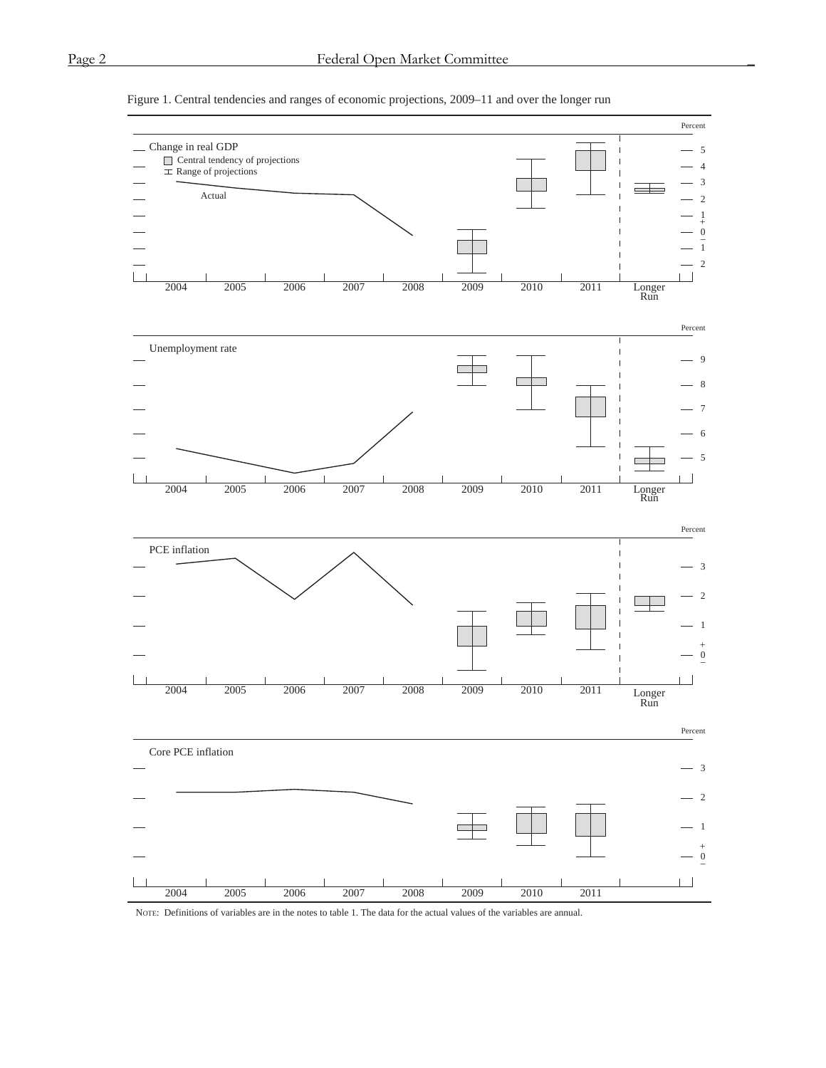Figure 1. Central tendencies and ranges of economic projections, 2009–11 and over the longer run

NOTE: Definitions of variables are in the notes to table 1. The data for the actual values of the variables are annual.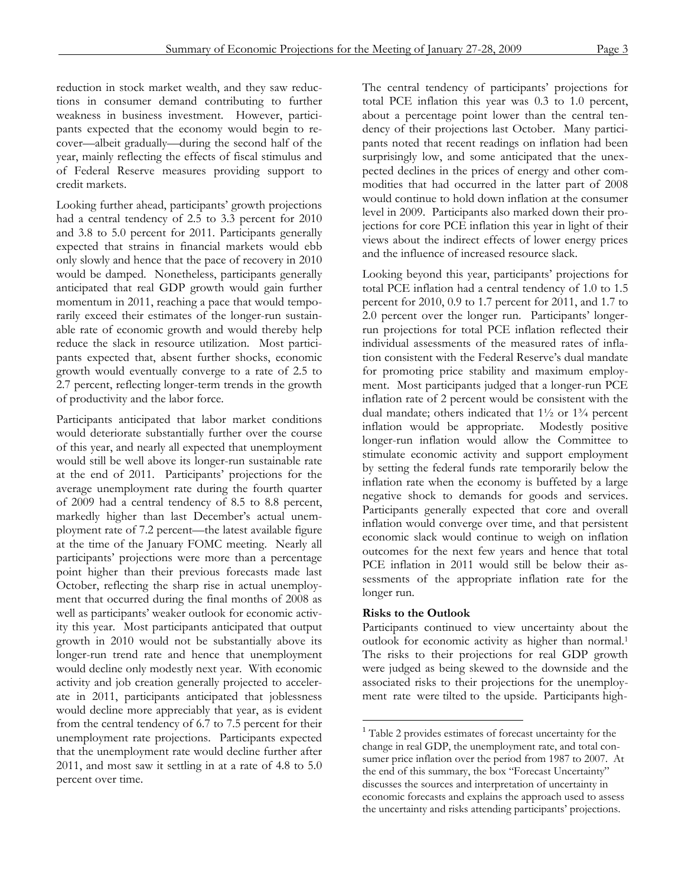reduction in stock market wealth, and they saw reductions in consumer demand contributing to further weakness in business investment. However, participants expected that the economy would begin to recover—albeit gradually—during the second half of the year, mainly reflecting the effects of fiscal stimulus and of Federal Reserve measures providing support to credit markets.

Looking further ahead, participants' growth projections had a central tendency of 2.5 to 3.3 percent for 2010 and 3.8 to 5.0 percent for 2011. Participants generally expected that strains in financial markets would ebb only slowly and hence that the pace of recovery in 2010 would be damped. Nonetheless, participants generally anticipated that real GDP growth would gain further momentum in 2011, reaching a pace that would temporarily exceed their estimates of the longer-run sustainable rate of economic growth and would thereby help reduce the slack in resource utilization. Most participants expected that, absent further shocks, economic growth would eventually converge to a rate of 2.5 to 2.7 percent, reflecting longer-term trends in the growth of productivity and the labor force.

Participants anticipated that labor market conditions would deteriorate substantially further over the course of this year, and nearly all expected that unemployment would still be well above its longer-run sustainable rate at the end of 2011. Participants' projections for the average unemployment rate during the fourth quarter of 2009 had a central tendency of 8.5 to 8.8 percent, markedly higher than last December's actual unemployment rate of 7.2 percent—the latest available figure at the time of the January FOMC meeting. Nearly all participants' projections were more than a percentage point higher than their previous forecasts made last October, reflecting the sharp rise in actual unemployment that occurred during the final months of 2008 as well as participants' weaker outlook for economic activity this year. Most participants anticipated that output growth in 2010 would not be substantially above its longer-run trend rate and hence that unemployment would decline only modestly next year. With economic activity and job creation generally projected to accelerate in 2011, participants anticipated that joblessness would decline more appreciably that year, as is evident from the central tendency of 6.7 to 7.5 percent for their unemployment rate projections. Participants expected that the unemployment rate would decline further after 2011, and most saw it settling in at a rate of 4.8 to 5.0 percent over time.

The central tendency of participants' projections for total PCE inflation this year was 0.3 to 1.0 percent, about a percentage point lower than the central tendency of their projections last October. Many participants noted that recent readings on inflation had been surprisingly low, and some anticipated that the unexpected declines in the prices of energy and other commodities that had occurred in the latter part of 2008 would continue to hold down inflation at the consumer level in 2009. Participants also marked down their projections for core PCE inflation this year in light of their views about the indirect effects of lower energy prices and the influence of increased resource slack.

Looking beyond this year, participants' projections for total PCE inflation had a central tendency of 1.0 to 1.5 percent for 2010, 0.9 to 1.7 percent for 2011, and 1.7 to 2.0 percent over the longer run. Participants' longer-run projections for total PCE inflation reflected their individual assessments of the measured rates of inflation consistent with the Federal Reserve's dual mandate for promoting price stability and maximum employment. Most participants judged that a longer-run PCE inflation rate of 2 percent would be consistent with the dual mandate; others indicated that 1½ or 1¾ percent inflation would be appropriate. Modestly positive longer-run inflation would allow the Committee to stimulate economic activity and support employment by setting the federal funds rate temporarily below the inflation rate when the economy is buffeted by a large negative shock to demands for goods and services. Participants generally expected that core and overall inflation would converge over time, and that persistent economic slack would continue to weigh on inflation outcomes for the next few years and hence that total PCE inflation in 2011 would still be below their assessments of the appropriate inflation rate for the longer run.

**Risks to the Outlook**

Participants continued to view uncertainty about the outlook for economic activity as higher than normal.[1] The risks to their projections for real GDP growth were judged as being skewed to the downside and the associated risks to their projections for the unemployment rate were tilted to the upside. Participants high-

[1] Table 2 provides estimates of forecast uncertainty for the change in real GDP, the unemployment rate, and total consumer price inflation over the period from 1987 to 2007. At the end of this summary, the box "Forecast Uncertainty" discusses the sources and interpretation of uncertainty in economic forecasts and explains the approach used to assess the uncertainty and risks attending participants' projections.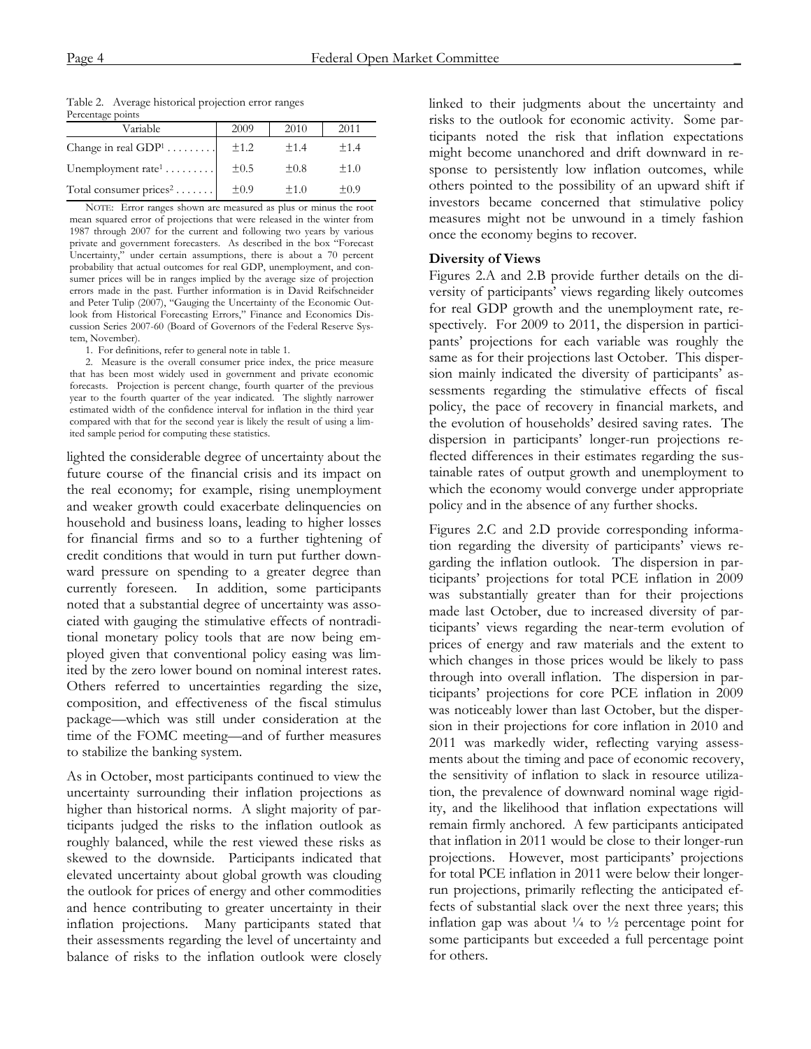Table 2. Average historical projection error ranges
Percentage points

| Variable | 2009 | 2010 | 2011 |
|---|---|---|---|
| Change in real GDP[1] . . . . . . . . | ±1.2 | ±1.4 | ±1.4 |
| Unemployment rate[1] . . . . . . . . | ±0.5 | ±0.8 | ±1.0 |
| Total consumer prices[2] . . . . . . . | ±0.9 | ±1.0 | ±0.9 |

NOTE: Error ranges shown are measured as plus or minus the root mean squared error of projections that were released in the winter from 1987 through 2007 for the current and following two years by various private and government forecasters. As described in the box "Forecast Uncertainty," under certain assumptions, there is about a 70 percent probability that actual outcomes for real GDP, unemployment, and consumer prices will be in ranges implied by the average size of projection errors made in the past. Further information is in David Reifschneider and Peter Tulip (2007), "Gauging the Uncertainty of the Economic Outlook from Historical Forecasting Errors," Finance and Economics Discussion Series 2007-60 (Board of Governors of the Federal Reserve System, November).

1. For definitions, refer to general note in table 1.

2. Measure is the overall consumer price index, the price measure that has been most widely used in government and private economic forecasts. Projection is percent change, fourth quarter of the previous year to the fourth quarter of the year indicated. The slightly narrower estimated width of the confidence interval for inflation in the third year compared with that for the second year is likely the result of using a limited sample period for computing these statistics.

lighted the considerable degree of uncertainty about the future course of the financial crisis and its impact on the real economy; for example, rising unemployment and weaker growth could exacerbate delinquencies on household and business loans, leading to higher losses for financial firms and so to a further tightening of credit conditions that would in turn put further downward pressure on spending to a greater degree than currently foreseen. In addition, some participants noted that a substantial degree of uncertainty was associated with gauging the stimulative effects of nontraditional monetary policy tools that are now being employed given that conventional policy easing was limited by the zero lower bound on nominal interest rates. Others referred to uncertainties regarding the size, composition, and effectiveness of the fiscal stimulus package—which was still under consideration at the time of the FOMC meeting—and of further measures to stabilize the banking system.

As in October, most participants continued to view the uncertainty surrounding their inflation projections as higher than historical norms. A slight majority of participants judged the risks to the inflation outlook as roughly balanced, while the rest viewed these risks as skewed to the downside. Participants indicated that elevated uncertainty about global growth was clouding the outlook for prices of energy and other commodities and hence contributing to greater uncertainty in their inflation projections. Many participants stated that their assessments regarding the level of uncertainty and balance of risks to the inflation outlook were closely linked to their judgments about the uncertainty and risks to the outlook for economic activity. Some participants noted the risk that inflation expectations might become unanchored and drift downward in response to persistently low inflation outcomes, while others pointed to the possibility of an upward shift if investors became concerned that stimulative policy measures might not be unwound in a timely fashion once the economy begins to recover.

**Diversity of Views**

Figures 2.A and 2.B provide further details on the diversity of participants' views regarding likely outcomes for real GDP growth and the unemployment rate, respectively. For 2009 to 2011, the dispersion in participants' projections for each variable was roughly the same as for their projections last October. This dispersion mainly indicated the diversity of participants' assessments regarding the stimulative effects of fiscal policy, the pace of recovery in financial markets, and the evolution of households' desired saving rates. The dispersion in participants' longer-run projections reflected differences in their estimates regarding the sustainable rates of output growth and unemployment to which the economy would converge under appropriate policy and in the absence of any further shocks.

Figures 2.C and 2.D provide corresponding information regarding the diversity of participants' views regarding the inflation outlook. The dispersion in participants' projections for total PCE inflation in 2009 was substantially greater than for their projections made last October, due to increased diversity of participants' views regarding the near-term evolution of prices of energy and raw materials and the extent to which changes in those prices would be likely to pass through into overall inflation. The dispersion in participants' projections for core PCE inflation in 2009 was noticeably lower than last October, but the dispersion in their projections for core inflation in 2010 and 2011 was markedly wider, reflecting varying assessments about the timing and pace of economic recovery, the sensitivity of inflation to slack in resource utilization, the prevalence of downward nominal wage rigidity, and the likelihood that inflation expectations will remain firmly anchored. A few participants anticipated that inflation in 2011 would be close to their longer-run projections. However, most participants' projections for total PCE inflation in 2011 were below their longer-run projections, primarily reflecting the anticipated effects of substantial slack over the next three years; this inflation gap was about ¼ to ½ percentage point for some participants but exceeded a full percentage point for others.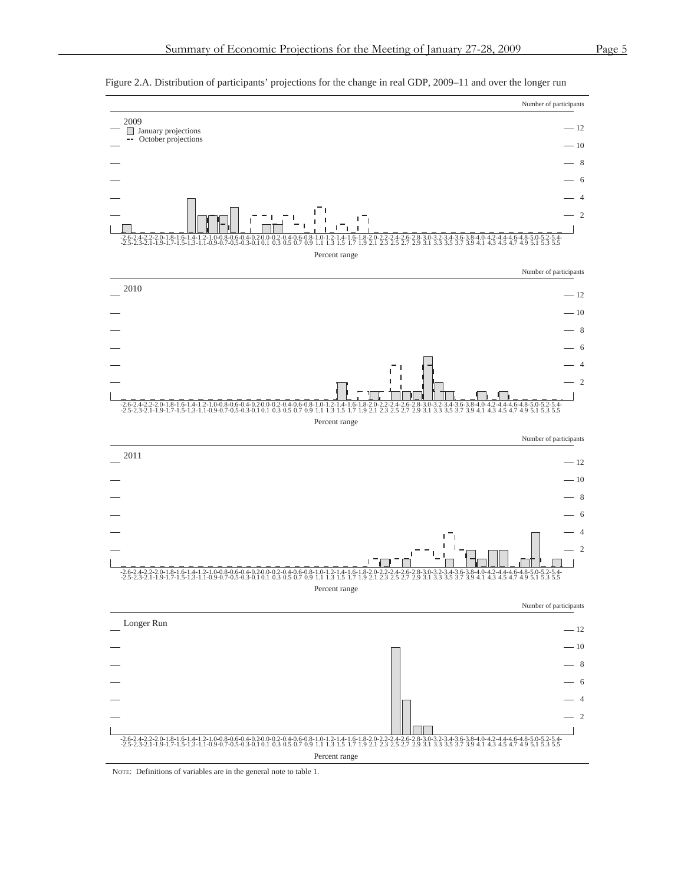Figure 2.A. Distribution of participants' projections for the change in real GDP, 2009–11 and over the longer run

NOTE: Definitions of variables are in the general note to table 1.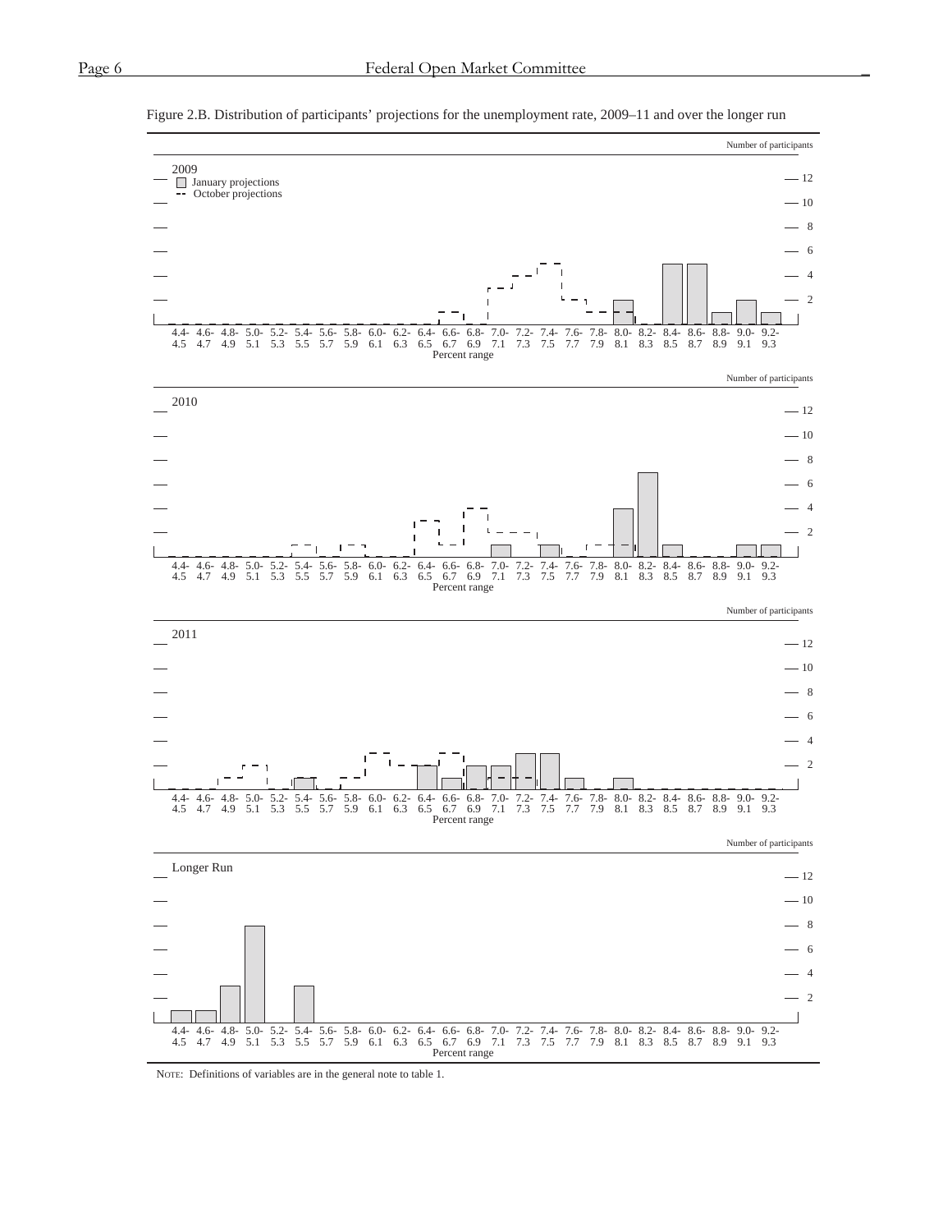Figure 2.B. Distribution of participants' projections for the unemployment rate, 2009–11 and over the longer run

NOTE: Definitions of variables are in the general note to table 1.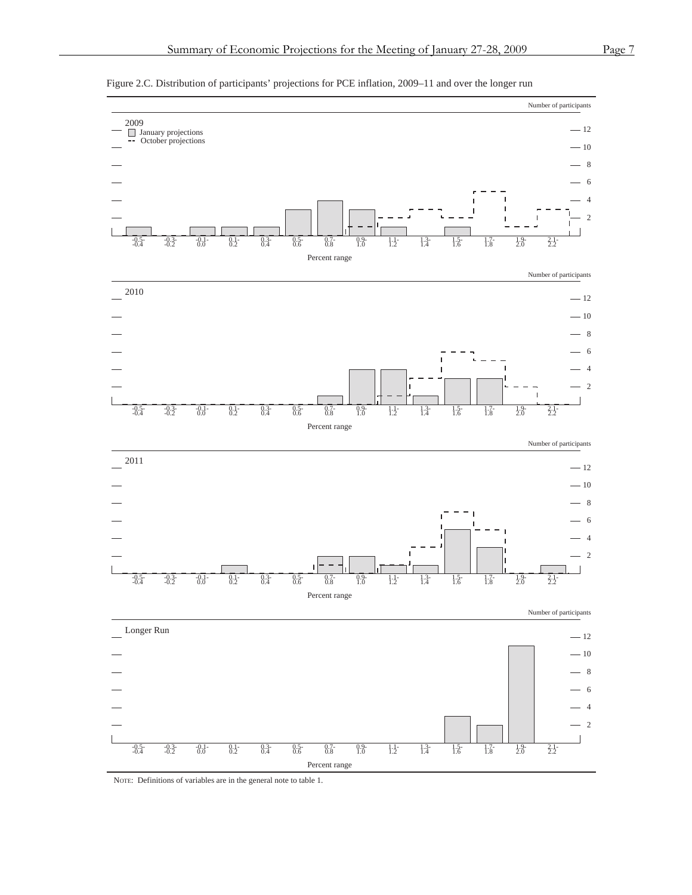Figure 2.C. Distribution of participants' projections for PCE inflation, 2009–11 and over the longer run

Number of participants

2009

January projections
October projections

Percent range

Number of participants

2010

Percent range

Number of participants

2011

Percent range

Number of participants

Longer Run

Percent range

NOTE: Definitions of variables are in the general note to table 1.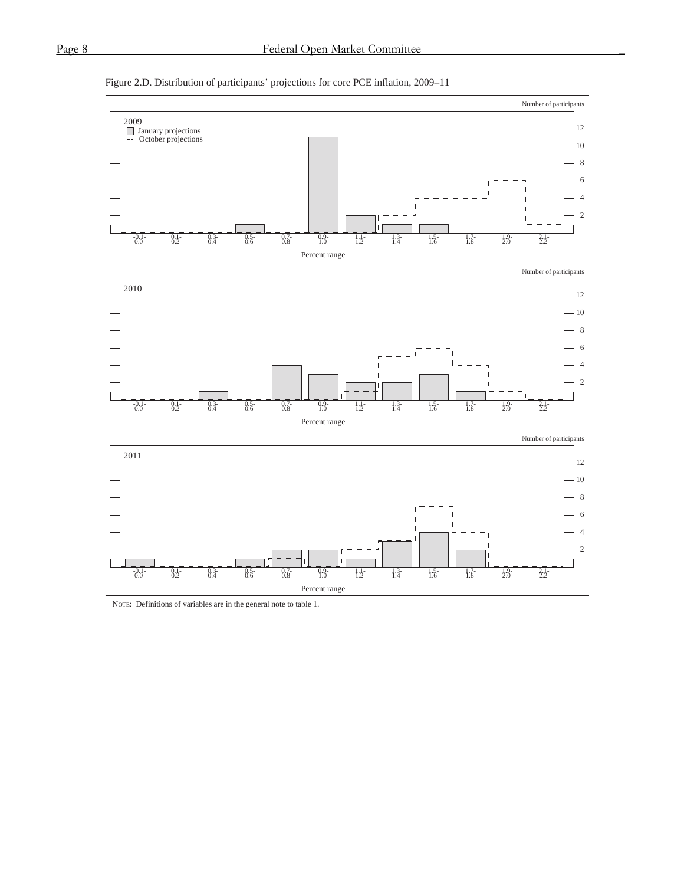Figure 2.D. Distribution of participants' projections for core PCE inflation, 2009–11

NOTE: Definitions of variables are in the general note to table 1.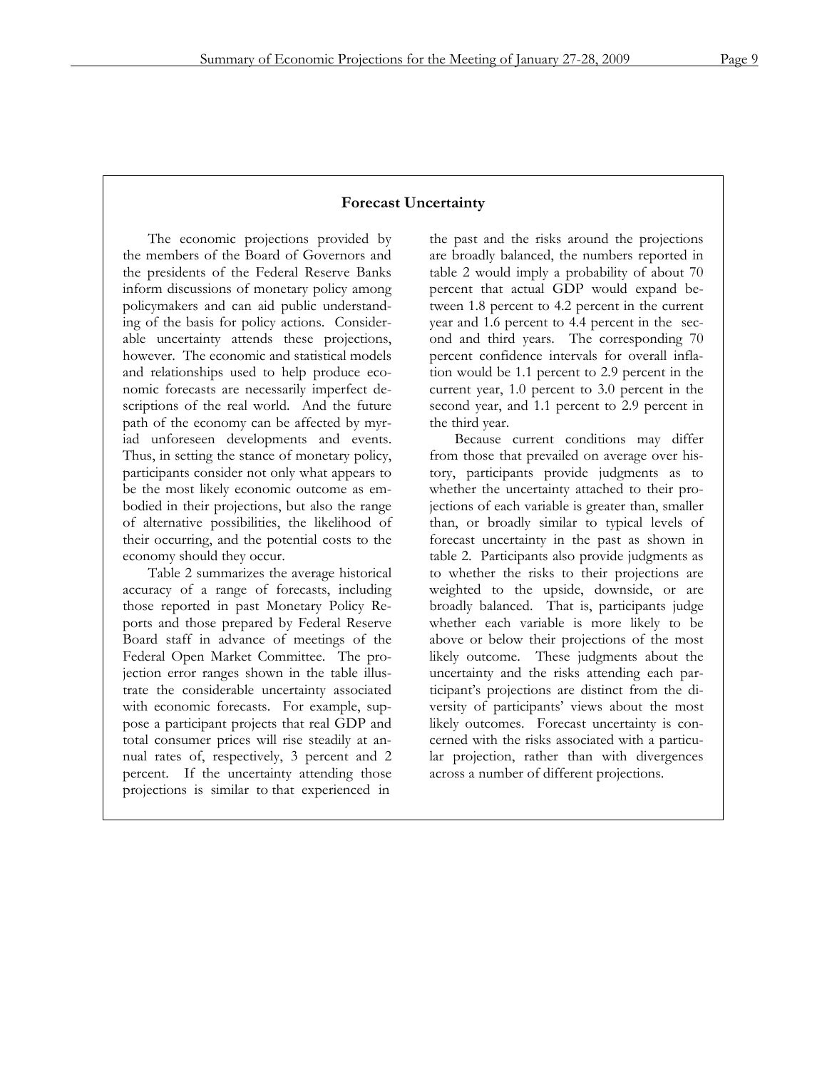## Forecast Uncertainty

The economic projections provided by the members of the Board of Governors and the presidents of the Federal Reserve Banks inform discussions of monetary policy among policymakers and can aid public understanding of the basis for policy actions. Considerable uncertainty attends these projections, however. The economic and statistical models and relationships used to help produce economic forecasts are necessarily imperfect descriptions of the real world. And the future path of the economy can be affected by myriad unforeseen developments and events. Thus, in setting the stance of monetary policy, participants consider not only what appears to be the most likely economic outcome as embodied in their projections, but also the range of alternative possibilities, the likelihood of their occurring, and the potential costs to the economy should they occur.

Table 2 summarizes the average historical accuracy of a range of forecasts, including those reported in past Monetary Policy Reports and those prepared by Federal Reserve Board staff in advance of meetings of the Federal Open Market Committee. The projection error ranges shown in the table illustrate the considerable uncertainty associated with economic forecasts. For example, suppose a participant projects that real GDP and total consumer prices will rise steadily at annual rates of, respectively, 3 percent and 2 percent. If the uncertainty attending those projections is similar to that experienced in the past and the risks around the projections are broadly balanced, the numbers reported in table 2 would imply a probability of about 70 percent that actual GDP would expand between 1.8 percent to 4.2 percent in the current year and 1.6 percent to 4.4 percent in the second and third years. The corresponding 70 percent confidence intervals for overall inflation would be 1.1 percent to 2.9 percent in the current year, 1.0 percent to 3.0 percent in the second year, and 1.1 percent to 2.9 percent in the third year.

Because current conditions may differ from those that prevailed on average over history, participants provide judgments as to whether the uncertainty attached to their projections of each variable is greater than, smaller than, or broadly similar to typical levels of forecast uncertainty in the past as shown in table 2. Participants also provide judgments as to whether the risks to their projections are weighted to the upside, downside, or are broadly balanced. That is, participants judge whether each variable is more likely to be above or below their projections of the most likely outcome. These judgments about the uncertainty and the risks attending each participant's projections are distinct from the diversity of participants' views about the most likely outcomes. Forecast uncertainty is concerned with the risks associated with a particular projection, rather than with divergences across a number of different projections.